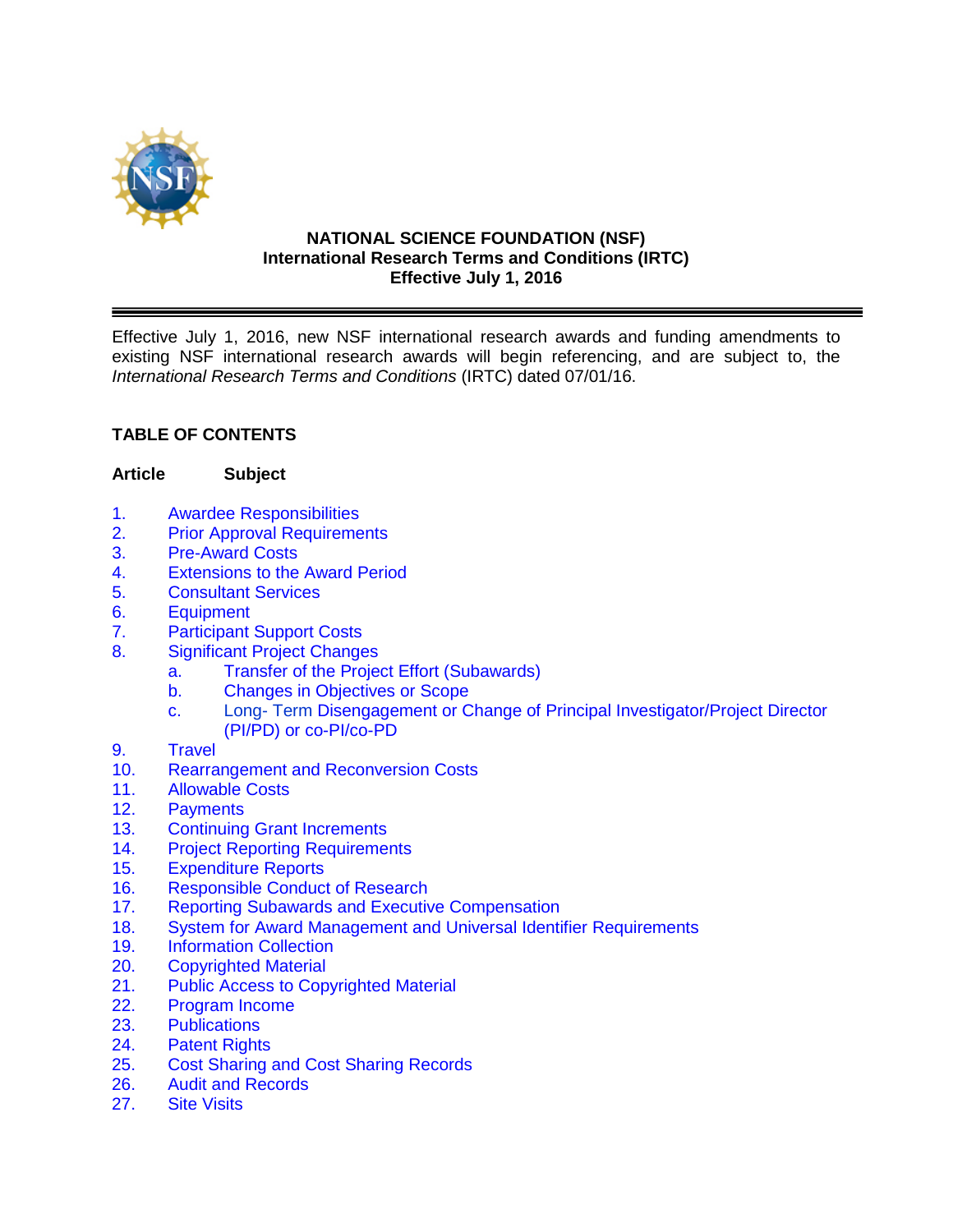**NATIONAL SCIENCE FOUNDATION (NSF)**
**International Research Terms and Conditions (IRTC)**
**Effective July 1, 2016**

---

Effective July 1, 2016, new NSF international research awards and funding amendments to existing NSF international research awards will begin referencing, and are subject to, the *International Research Terms and Conditions* (IRTC) dated 07/01/16.

**TABLE OF CONTENTS**

| Article | Subject |
|---|---|
| 1. | Awardee Responsibilities |
| 2. | Prior Approval Requirements |
| 3. | Pre-Award Costs |
| 4. | Extensions to the Award Period |
| 5. | Consultant Services |
| 6. | Equipment |
| 7. | Participant Support Costs |
| 8. | Significant Project Changes |
| | a. Transfer of the Project Effort (Subawards) |
| | b. Changes in Objectives or Scope |
| | c. Long- Term Disengagement or Change of Principal Investigator/Project Director (PI/PD) or co-PI/co-PD |
| 9. | Travel |
| 10. | Rearrangement and Reconversion Costs |
| 11. | Allowable Costs |
| 12. | Payments |
| 13. | Continuing Grant Increments |
| 14. | Project Reporting Requirements |
| 15. | Expenditure Reports |
| 16. | Responsible Conduct of Research |
| 17. | Reporting Subawards and Executive Compensation |
| 18. | System for Award Management and Universal Identifier Requirements |
| 19. | Information Collection |
| 20. | Copyrighted Material |
| 21. | Public Access to Copyrighted Material |
| 22. | Program Income |
| 23. | Publications |
| 24. | Patent Rights |
| 25. | Cost Sharing and Cost Sharing Records |
| 26. | Audit and Records |
| 27. | Site Visits |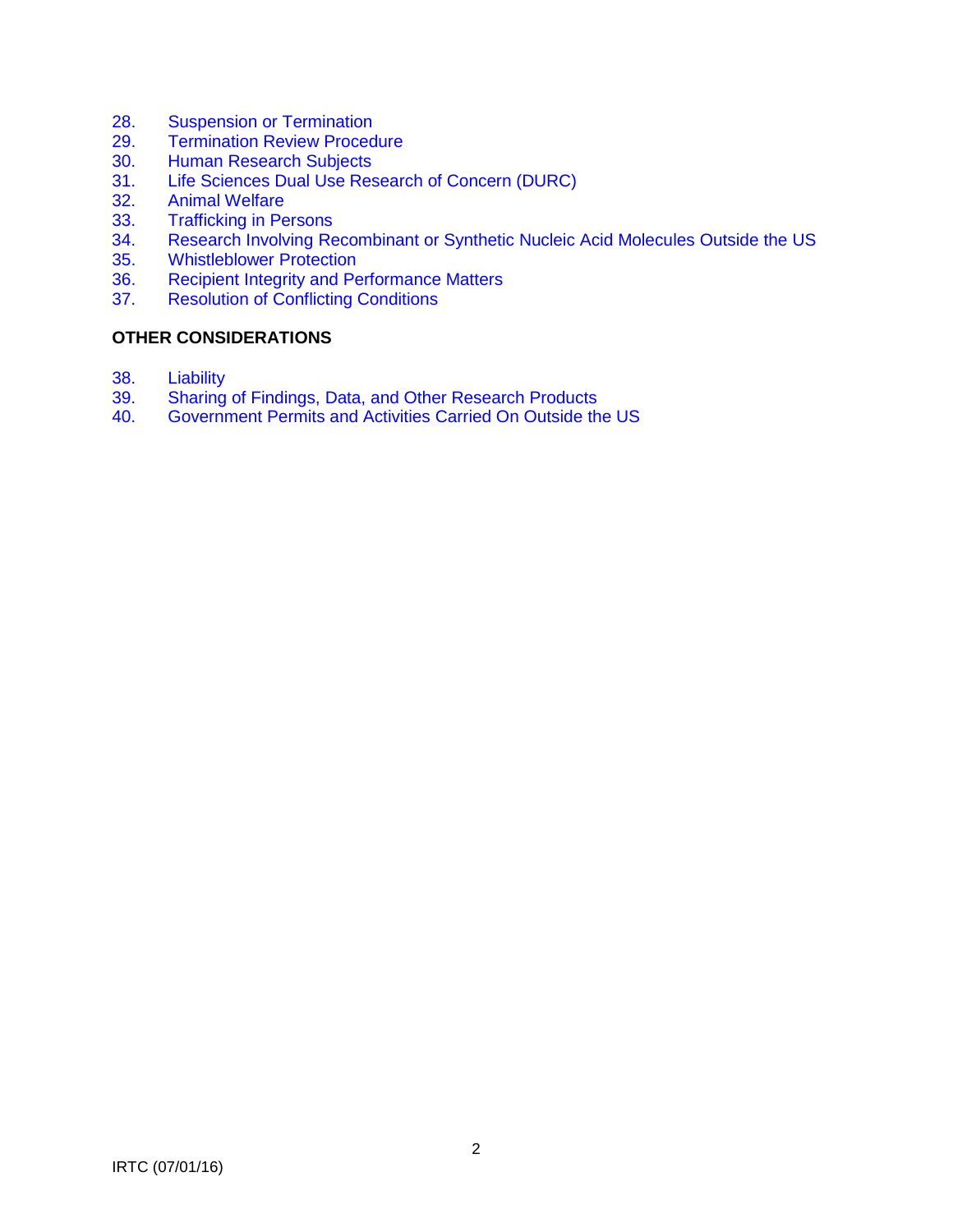28. Suspension or Termination
29. Termination Review Procedure
30. Human Research Subjects
31. Life Sciences Dual Use Research of Concern (DURC)
32. Animal Welfare
33. Trafficking in Persons
34. Research Involving Recombinant or Synthetic Nucleic Acid Molecules Outside the US
35. Whistleblower Protection
36. Recipient Integrity and Performance Matters
37. Resolution of Conflicting Conditions

**OTHER CONSIDERATIONS**

38. Liability
39. Sharing of Findings, Data, and Other Research Products
40. Government Permits and Activities Carried On Outside the US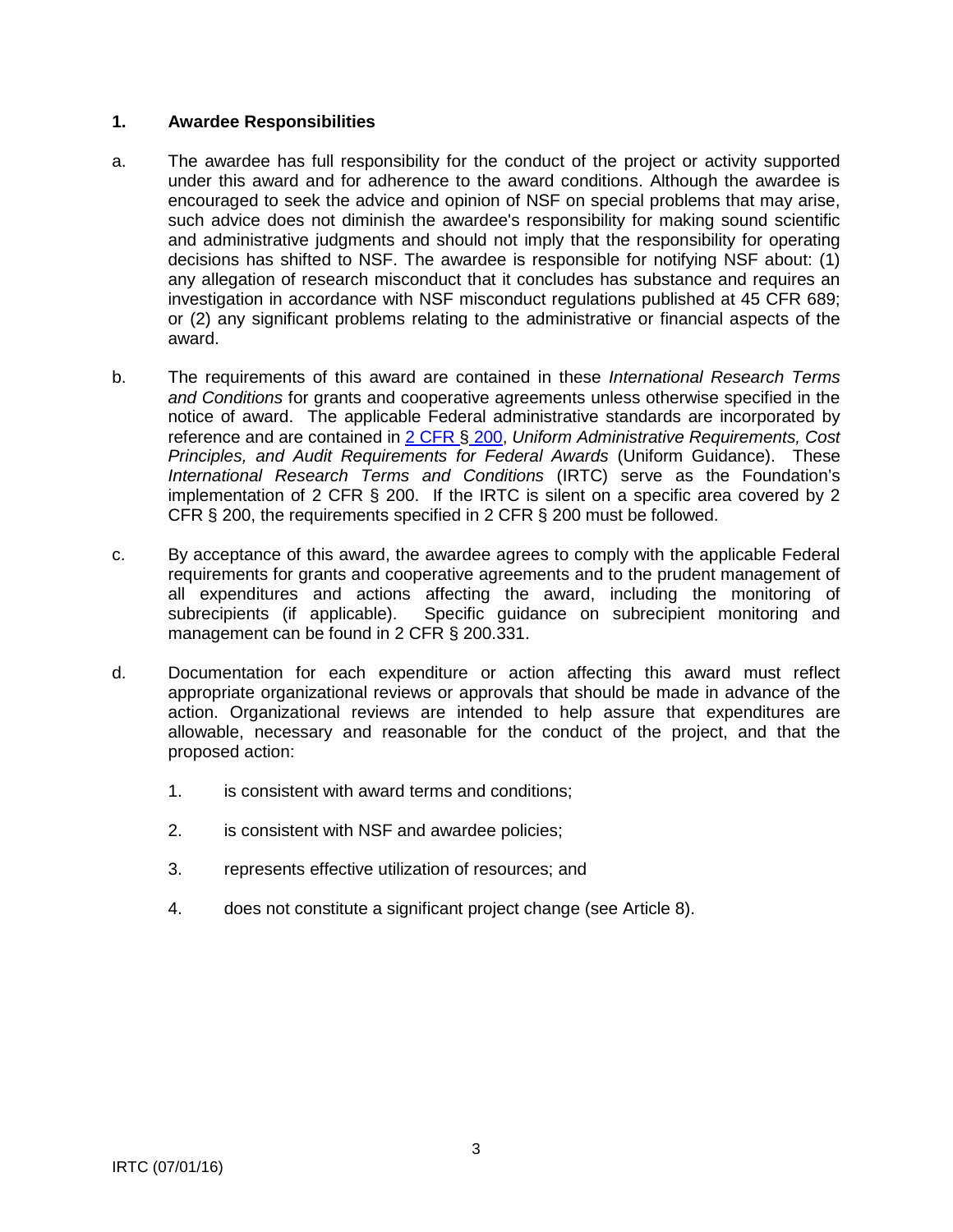## 1. Awardee Responsibilities

a. The awardee has full responsibility for the conduct of the project or activity supported under this award and for adherence to the award conditions. Although the awardee is encouraged to seek the advice and opinion of NSF on special problems that may arise, such advice does not diminish the awardee's responsibility for making sound scientific and administrative judgments and should not imply that the responsibility for operating decisions has shifted to NSF. The awardee is responsible for notifying NSF about: (1) any allegation of research misconduct that it concludes has substance and requires an investigation in accordance with NSF misconduct regulations published at 45 CFR 689; or (2) any significant problems relating to the administrative or financial aspects of the award.

b. The requirements of this award are contained in these *International Research Terms and Conditions* for grants and cooperative agreements unless otherwise specified in the notice of award. The applicable Federal administrative standards are incorporated by reference and are contained in 2 CFR § 200, *Uniform Administrative Requirements, Cost Principles, and Audit Requirements for Federal Awards* (Uniform Guidance). These *International Research Terms and Conditions* (IRTC) serve as the Foundation's implementation of 2 CFR § 200. If the IRTC is silent on a specific area covered by 2 CFR § 200, the requirements specified in 2 CFR § 200 must be followed.

c. By acceptance of this award, the awardee agrees to comply with the applicable Federal requirements for grants and cooperative agreements and to the prudent management of all expenditures and actions affecting the award, including the monitoring of subrecipients (if applicable). Specific guidance on subrecipient monitoring and management can be found in 2 CFR § 200.331.

d. Documentation for each expenditure or action affecting this award must reflect appropriate organizational reviews or approvals that should be made in advance of the action. Organizational reviews are intended to help assure that expenditures are allowable, necessary and reasonable for the conduct of the project, and that the proposed action:

   1. is consistent with award terms and conditions;
   2. is consistent with NSF and awardee policies;
   3. represents effective utilization of resources; and
   4. does not constitute a significant project change (see Article 8).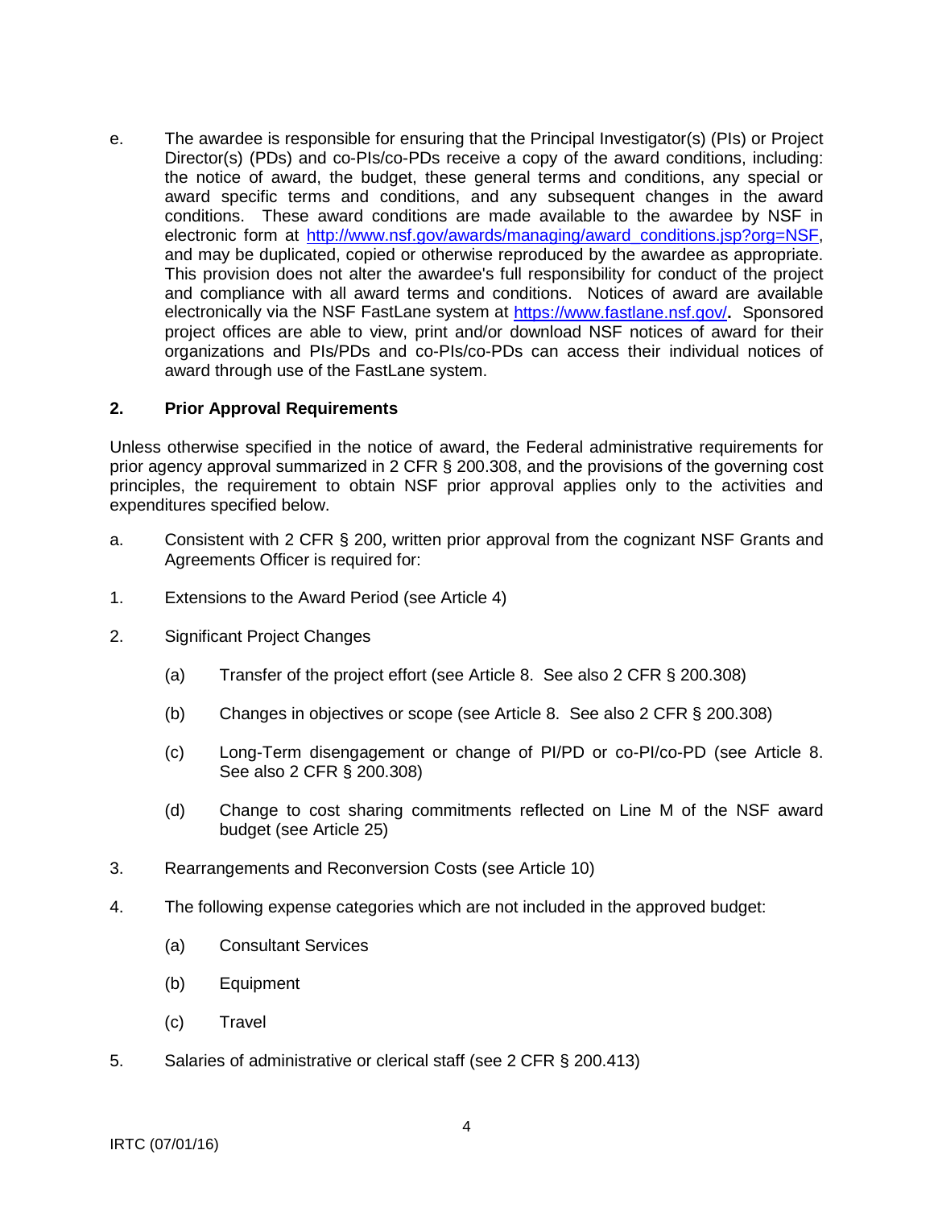e. The awardee is responsible for ensuring that the Principal Investigator(s) (PIs) or Project Director(s) (PDs) and co-PIs/co-PDs receive a copy of the award conditions, including: the notice of award, the budget, these general terms and conditions, any special or award specific terms and conditions, and any subsequent changes in the award conditions. These award conditions are made available to the awardee by NSF in electronic form at [http://www.nsf.gov/awards/managing/award_conditions.jsp?org=NSF](http://www.nsf.gov/awards/managing/award_conditions.jsp?org=NSF), and may be duplicated, copied or otherwise reproduced by the awardee as appropriate. This provision does not alter the awardee's full responsibility for conduct of the project and compliance with all award terms and conditions. Notices of award are available electronically via the NSF FastLane system at [https://www.fastlane.nsf.gov/](https://www.fastlane.nsf.gov/)**.** Sponsored project offices are able to view, print and/or download NSF notices of award for their organizations and PIs/PDs and co-PIs/co-PDs can access their individual notices of award through use of the FastLane system.

## 2. Prior Approval Requirements

Unless otherwise specified in the notice of award, the Federal administrative requirements for prior agency approval summarized in 2 CFR § 200.308, and the provisions of the governing cost principles, the requirement to obtain NSF prior approval applies only to the activities and expenditures specified below.

a. Consistent with 2 CFR § 200, written prior approval from the cognizant NSF Grants and Agreements Officer is required for:

1. Extensions to the Award Period (see Article 4)

2. Significant Project Changes

   (a) Transfer of the project effort (see Article 8. See also 2 CFR § 200.308)

   (b) Changes in objectives or scope (see Article 8. See also 2 CFR § 200.308)

   (c) Long-Term disengagement or change of PI/PD or co-PI/co-PD (see Article 8. See also 2 CFR § 200.308)

   (d) Change to cost sharing commitments reflected on Line M of the NSF award budget (see Article 25)

3. Rearrangements and Reconversion Costs (see Article 10)

4. The following expense categories which are not included in the approved budget:

   (a) Consultant Services

   (b) Equipment

   (c) Travel

5. Salaries of administrative or clerical staff (see 2 CFR § 200.413)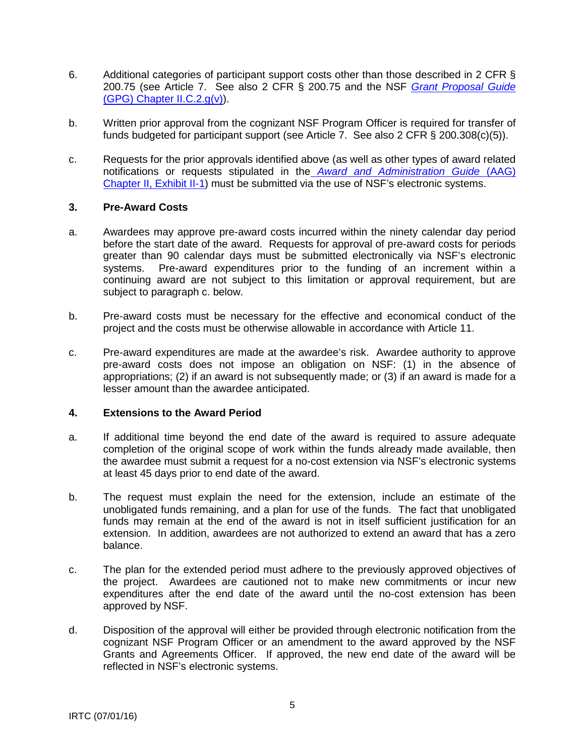6. Additional categories of participant support costs other than those described in 2 CFR § 200.75 (see Article 7. See also 2 CFR § 200.75 and the NSF *Grant Proposal Guide* (GPG) Chapter II.C.2.g(v)).

b. Written prior approval from the cognizant NSF Program Officer is required for transfer of funds budgeted for participant support (see Article 7. See also 2 CFR § 200.308(c)(5)).

c. Requests for the prior approvals identified above (as well as other types of award related notifications or requests stipulated in the *Award and Administration Guide* (AAG) Chapter II, Exhibit II-1) must be submitted via the use of NSF's electronic systems.

### 3. Pre-Award Costs

a. Awardees may approve pre-award costs incurred within the ninety calendar day period before the start date of the award. Requests for approval of pre-award costs for periods greater than 90 calendar days must be submitted electronically via NSF's electronic systems. Pre-award expenditures prior to the funding of an increment within a continuing award are not subject to this limitation or approval requirement, but are subject to paragraph c. below.

b. Pre-award costs must be necessary for the effective and economical conduct of the project and the costs must be otherwise allowable in accordance with Article 11.

c. Pre-award expenditures are made at the awardee's risk. Awardee authority to approve pre-award costs does not impose an obligation on NSF: (1) in the absence of appropriations; (2) if an award is not subsequently made; or (3) if an award is made for a lesser amount than the awardee anticipated.

### 4. Extensions to the Award Period

a. If additional time beyond the end date of the award is required to assure adequate completion of the original scope of work within the funds already made available, then the awardee must submit a request for a no-cost extension via NSF's electronic systems at least 45 days prior to end date of the award.

b. The request must explain the need for the extension, include an estimate of the unobligated funds remaining, and a plan for use of the funds. The fact that unobligated funds may remain at the end of the award is not in itself sufficient justification for an extension. In addition, awardees are not authorized to extend an award that has a zero balance.

c. The plan for the extended period must adhere to the previously approved objectives of the project. Awardees are cautioned not to make new commitments or incur new expenditures after the end date of the award until the no-cost extension has been approved by NSF.

d. Disposition of the approval will either be provided through electronic notification from the cognizant NSF Program Officer or an amendment to the award approved by the NSF Grants and Agreements Officer. If approved, the new end date of the award will be reflected in NSF's electronic systems.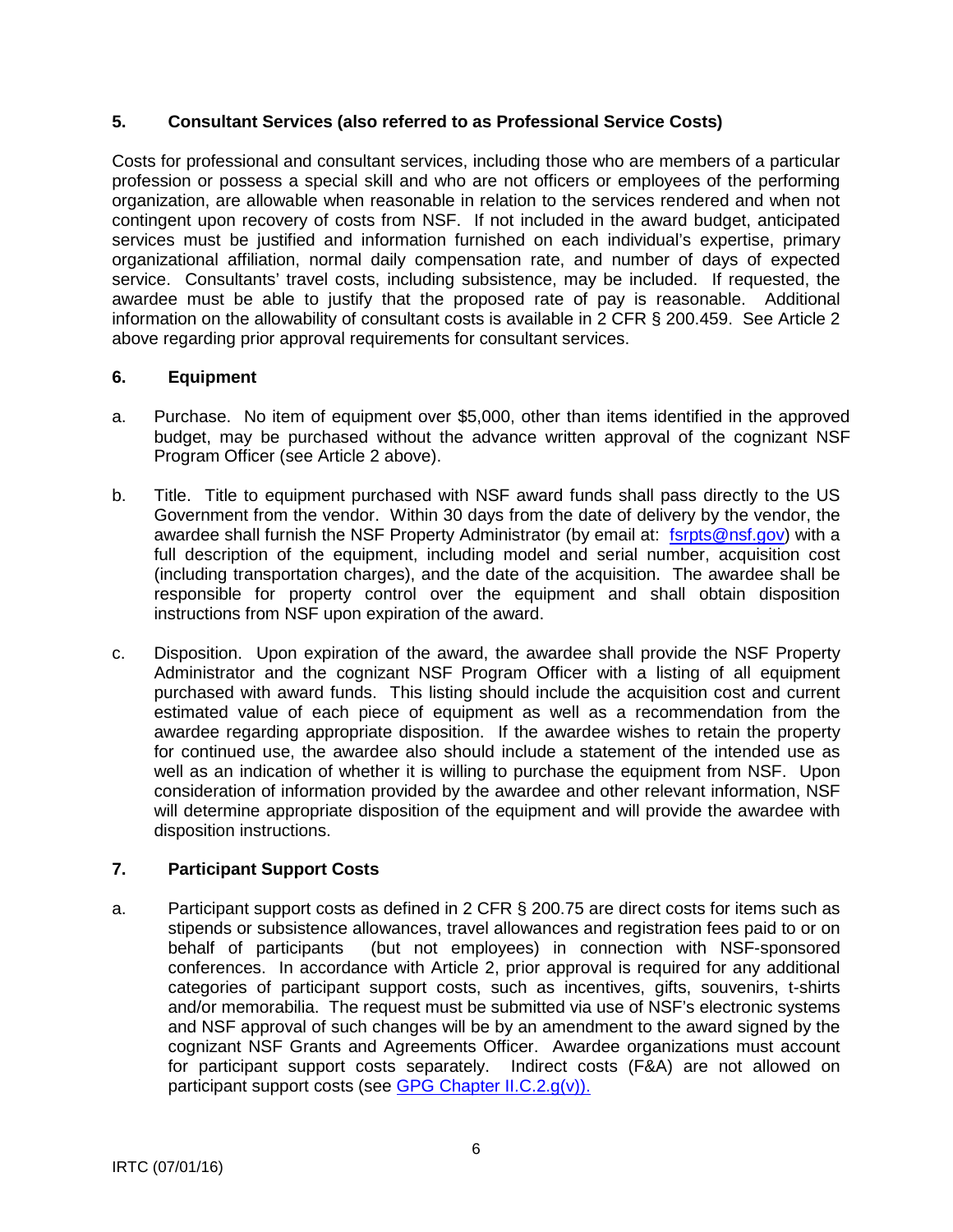## 5. Consultant Services (also referred to as Professional Service Costs)

Costs for professional and consultant services, including those who are members of a particular profession or possess a special skill and who are not officers or employees of the performing organization, are allowable when reasonable in relation to the services rendered and when not contingent upon recovery of costs from NSF. If not included in the award budget, anticipated services must be justified and information furnished on each individual's expertise, primary organizational affiliation, normal daily compensation rate, and number of days of expected service. Consultants' travel costs, including subsistence, may be included. If requested, the awardee must be able to justify that the proposed rate of pay is reasonable. Additional information on the allowability of consultant costs is available in 2 CFR § 200.459. See Article 2 above regarding prior approval requirements for consultant services.

## 6. Equipment

a. Purchase. No item of equipment over $5,000, other than items identified in the approved budget, may be purchased without the advance written approval of the cognizant NSF Program Officer (see Article 2 above).

b. Title. Title to equipment purchased with NSF award funds shall pass directly to the US Government from the vendor. Within 30 days from the date of delivery by the vendor, the awardee shall furnish the NSF Property Administrator (by email at: [fsrpts@nsf.gov](mailto:fsrpts@nsf.gov)) with a full description of the equipment, including model and serial number, acquisition cost (including transportation charges), and the date of the acquisition. The awardee shall be responsible for property control over the equipment and shall obtain disposition instructions from NSF upon expiration of the award.

c. Disposition. Upon expiration of the award, the awardee shall provide the NSF Property Administrator and the cognizant NSF Program Officer with a listing of all equipment purchased with award funds. This listing should include the acquisition cost and current estimated value of each piece of equipment as well as a recommendation from the awardee regarding appropriate disposition. If the awardee wishes to retain the property for continued use, the awardee also should include a statement of the intended use as well as an indication of whether it is willing to purchase the equipment from NSF. Upon consideration of information provided by the awardee and other relevant information, NSF will determine appropriate disposition of the equipment and will provide the awardee with disposition instructions.

## 7. Participant Support Costs

a. Participant support costs as defined in 2 CFR § 200.75 are direct costs for items such as stipends or subsistence allowances, travel allowances and registration fees paid to or on behalf of participants (but not employees) in connection with NSF-sponsored conferences. In accordance with Article 2, prior approval is required for any additional categories of participant support costs, such as incentives, gifts, souvenirs, t-shirts and/or memorabilia. The request must be submitted via use of NSF's electronic systems and NSF approval of such changes will be by an amendment to the award signed by the cognizant NSF Grants and Agreements Officer. Awardee organizations must account for participant support costs separately. Indirect costs (F&A) are not allowed on participant support costs (see GPG Chapter II.C.2.g(v)).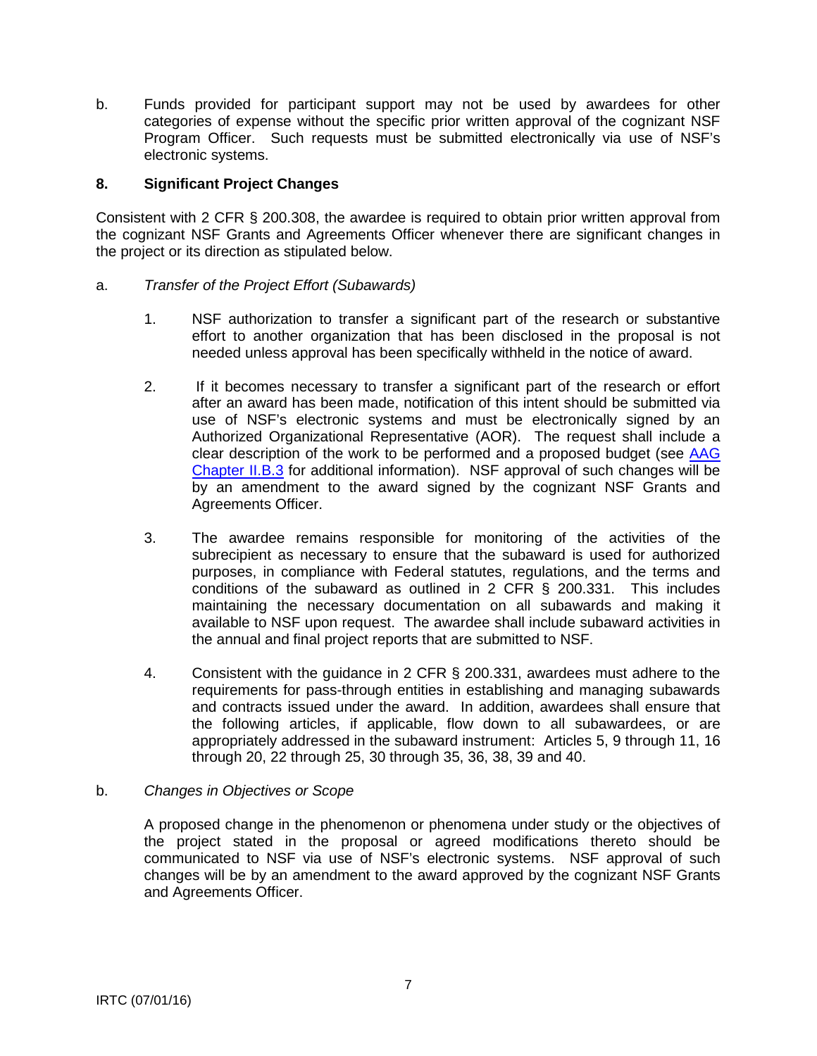b. Funds provided for participant support may not be used by awardees for other categories of expense without the specific prior written approval of the cognizant NSF Program Officer. Such requests must be submitted electronically via use of NSF's electronic systems.

### 8. Significant Project Changes

Consistent with 2 CFR § 200.308, the awardee is required to obtain prior written approval from the cognizant NSF Grants and Agreements Officer whenever there are significant changes in the project or its direction as stipulated below.

a. *Transfer of the Project Effort (Subawards)*

1. NSF authorization to transfer a significant part of the research or substantive effort to another organization that has been disclosed in the proposal is not needed unless approval has been specifically withheld in the notice of award.

2. If it becomes necessary to transfer a significant part of the research or effort after an award has been made, notification of this intent should be submitted via use of NSF's electronic systems and must be electronically signed by an Authorized Organizational Representative (AOR). The request shall include a clear description of the work to be performed and a proposed budget (see AAG Chapter II.B.3 for additional information). NSF approval of such changes will be by an amendment to the award signed by the cognizant NSF Grants and Agreements Officer.

3. The awardee remains responsible for monitoring of the activities of the subrecipient as necessary to ensure that the subaward is used for authorized purposes, in compliance with Federal statutes, regulations, and the terms and conditions of the subaward as outlined in 2 CFR § 200.331. This includes maintaining the necessary documentation on all subawards and making it available to NSF upon request. The awardee shall include subaward activities in the annual and final project reports that are submitted to NSF.

4. Consistent with the guidance in 2 CFR § 200.331, awardees must adhere to the requirements for pass-through entities in establishing and managing subawards and contracts issued under the award. In addition, awardees shall ensure that the following articles, if applicable, flow down to all subawardees, or are appropriately addressed in the subaward instrument: Articles 5, 9 through 11, 16 through 20, 22 through 25, 30 through 35, 36, 38, 39 and 40.

b. *Changes in Objectives or Scope*

A proposed change in the phenomenon or phenomena under study or the objectives of the project stated in the proposal or agreed modifications thereto should be communicated to NSF via use of NSF's electronic systems. NSF approval of such changes will be by an amendment to the award approved by the cognizant NSF Grants and Agreements Officer.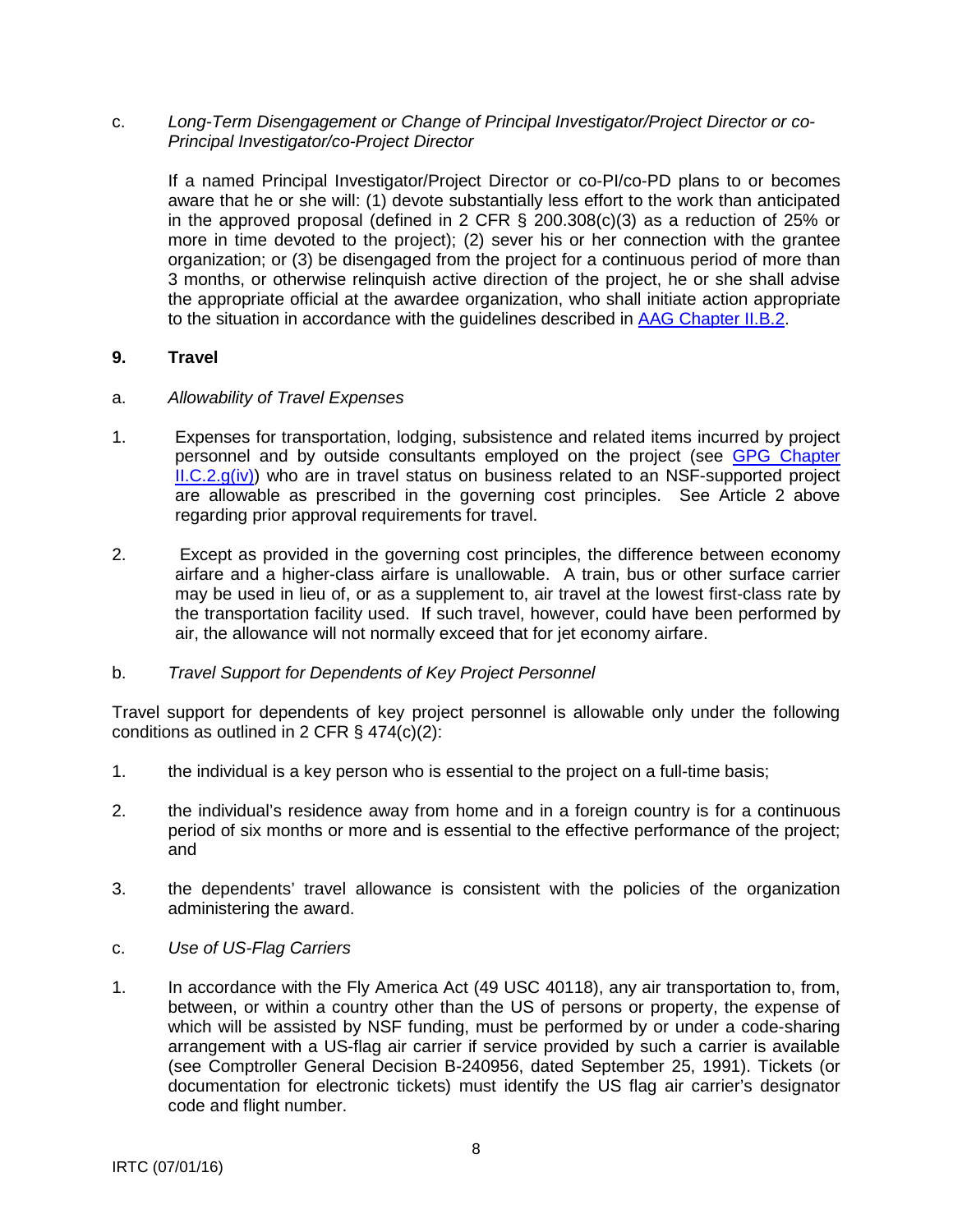c. *Long-Term Disengagement or Change of Principal Investigator/Project Director or co-Principal Investigator/co-Project Director*

If a named Principal Investigator/Project Director or co-PI/co-PD plans to or becomes aware that he or she will: (1) devote substantially less effort to the work than anticipated in the approved proposal (defined in 2 CFR § 200.308(c)(3) as a reduction of 25% or more in time devoted to the project); (2) sever his or her connection with the grantee organization; or (3) be disengaged from the project for a continuous period of more than 3 months, or otherwise relinquish active direction of the project, he or she shall advise the appropriate official at the awardee organization, who shall initiate action appropriate to the situation in accordance with the guidelines described in [AAG Chapter II.B.2](#).

## 9. Travel

a. *Allowability of Travel Expenses*

1. Expenses for transportation, lodging, subsistence and related items incurred by project personnel and by outside consultants employed on the project (see [GPG Chapter II.C.2.g(iv)](#)) who are in travel status on business related to an NSF-supported project are allowable as prescribed in the governing cost principles. See Article 2 above regarding prior approval requirements for travel.

2. Except as provided in the governing cost principles, the difference between economy airfare and a higher-class airfare is unallowable. A train, bus or other surface carrier may be used in lieu of, or as a supplement to, air travel at the lowest first-class rate by the transportation facility used. If such travel, however, could have been performed by air, the allowance will not normally exceed that for jet economy airfare.

b. *Travel Support for Dependents of Key Project Personnel*

Travel support for dependents of key project personnel is allowable only under the following conditions as outlined in 2 CFR § 474(c)(2):

1. the individual is a key person who is essential to the project on a full-time basis;

2. the individual's residence away from home and in a foreign country is for a continuous period of six months or more and is essential to the effective performance of the project; and

3. the dependents' travel allowance is consistent with the policies of the organization administering the award.

c. *Use of US-Flag Carriers*

1. In accordance with the Fly America Act (49 USC 40118), any air transportation to, from, between, or within a country other than the US of persons or property, the expense of which will be assisted by NSF funding, must be performed by or under a code-sharing arrangement with a US-flag air carrier if service provided by such a carrier is available (see Comptroller General Decision B-240956, dated September 25, 1991). Tickets (or documentation for electronic tickets) must identify the US flag air carrier's designator code and flight number.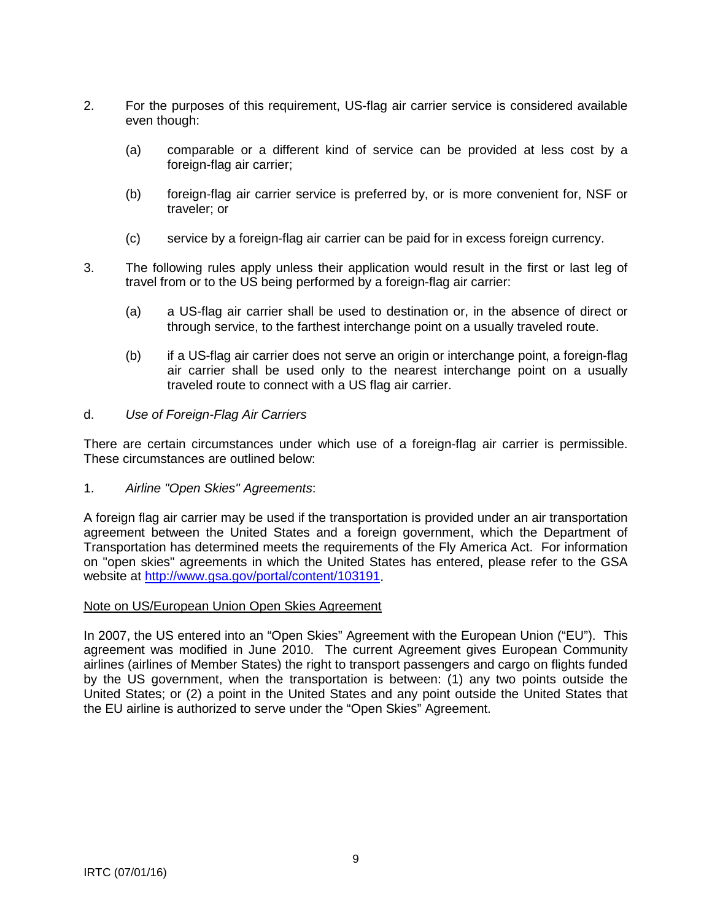2. For the purposes of this requirement, US-flag air carrier service is considered available even though:

   (a) comparable or a different kind of service can be provided at less cost by a foreign-flag air carrier;

   (b) foreign-flag air carrier service is preferred by, or is more convenient for, NSF or traveler; or

   (c) service by a foreign-flag air carrier can be paid for in excess foreign currency.

3. The following rules apply unless their application would result in the first or last leg of travel from or to the US being performed by a foreign-flag air carrier:

   (a) a US-flag air carrier shall be used to destination or, in the absence of direct or through service, to the farthest interchange point on a usually traveled route.

   (b) if a US-flag air carrier does not serve an origin or interchange point, a foreign-flag air carrier shall be used only to the nearest interchange point on a usually traveled route to connect with a US flag air carrier.

d. *Use of Foreign-Flag Air Carriers*

There are certain circumstances under which use of a foreign-flag air carrier is permissible. These circumstances are outlined below:

1. *Airline "Open Skies" Agreements*:

A foreign flag air carrier may be used if the transportation is provided under an air transportation agreement between the United States and a foreign government, which the Department of Transportation has determined meets the requirements of the Fly America Act. For information on "open skies" agreements in which the United States has entered, please refer to the GSA website at [http://www.gsa.gov/portal/content/103191](http://www.gsa.gov/portal/content/103191).

<u>Note on US/European Union Open Skies Agreement</u>

In 2007, the US entered into an "Open Skies" Agreement with the European Union ("EU"). This agreement was modified in June 2010. The current Agreement gives European Community airlines (airlines of Member States) the right to transport passengers and cargo on flights funded by the US government, when the transportation is between: (1) any two points outside the United States; or (2) a point in the United States and any point outside the United States that the EU airline is authorized to serve under the "Open Skies" Agreement.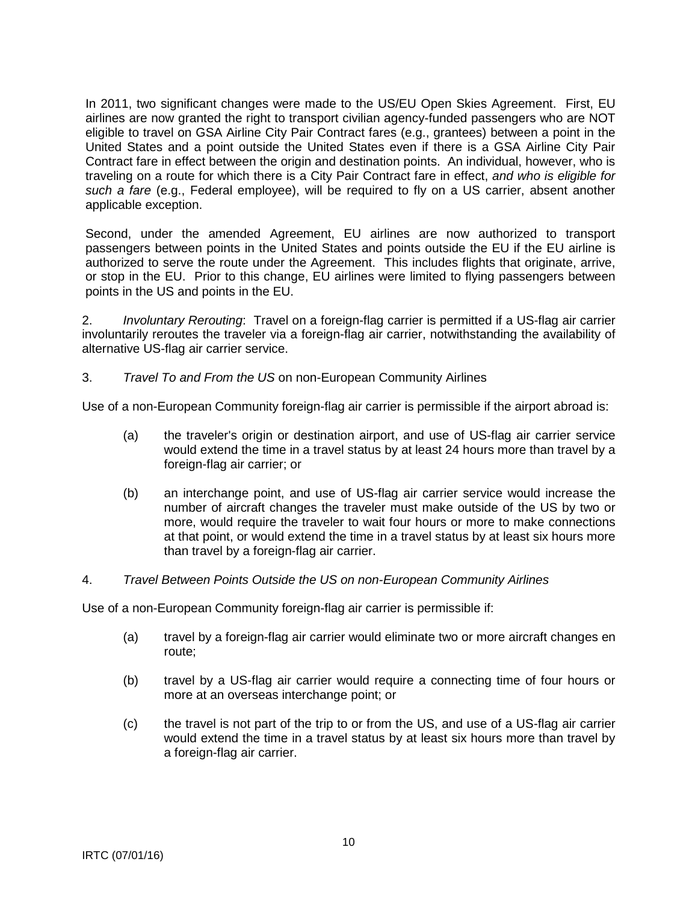In 2011, two significant changes were made to the US/EU Open Skies Agreement. First, EU airlines are now granted the right to transport civilian agency-funded passengers who are NOT eligible to travel on GSA Airline City Pair Contract fares (e.g., grantees) between a point in the United States and a point outside the United States even if there is a GSA Airline City Pair Contract fare in effect between the origin and destination points. An individual, however, who is traveling on a route for which there is a City Pair Contract fare in effect, *and who is eligible for such a fare* (e.g., Federal employee), will be required to fly on a US carrier, absent another applicable exception.

Second, under the amended Agreement, EU airlines are now authorized to transport passengers between points in the United States and points outside the EU if the EU airline is authorized to serve the route under the Agreement. This includes flights that originate, arrive, or stop in the EU. Prior to this change, EU airlines were limited to flying passengers between points in the US and points in the EU.

2. *Involuntary Rerouting*: Travel on a foreign-flag carrier is permitted if a US-flag air carrier involuntarily reroutes the traveler via a foreign-flag air carrier, notwithstanding the availability of alternative US-flag air carrier service.

3. *Travel To and From the US* on non-European Community Airlines

Use of a non-European Community foreign-flag air carrier is permissible if the airport abroad is:

(a) the traveler's origin or destination airport, and use of US-flag air carrier service would extend the time in a travel status by at least 24 hours more than travel by a foreign-flag air carrier; or

(b) an interchange point, and use of US-flag air carrier service would increase the number of aircraft changes the traveler must make outside of the US by two or more, would require the traveler to wait four hours or more to make connections at that point, or would extend the time in a travel status by at least six hours more than travel by a foreign-flag air carrier.

4. *Travel Between Points Outside the US on non-European Community Airlines*

Use of a non-European Community foreign-flag air carrier is permissible if:

(a) travel by a foreign-flag air carrier would eliminate two or more aircraft changes en route;

(b) travel by a US-flag air carrier would require a connecting time of four hours or more at an overseas interchange point; or

(c) the travel is not part of the trip to or from the US, and use of a US-flag air carrier would extend the time in a travel status by at least six hours more than travel by a foreign-flag air carrier.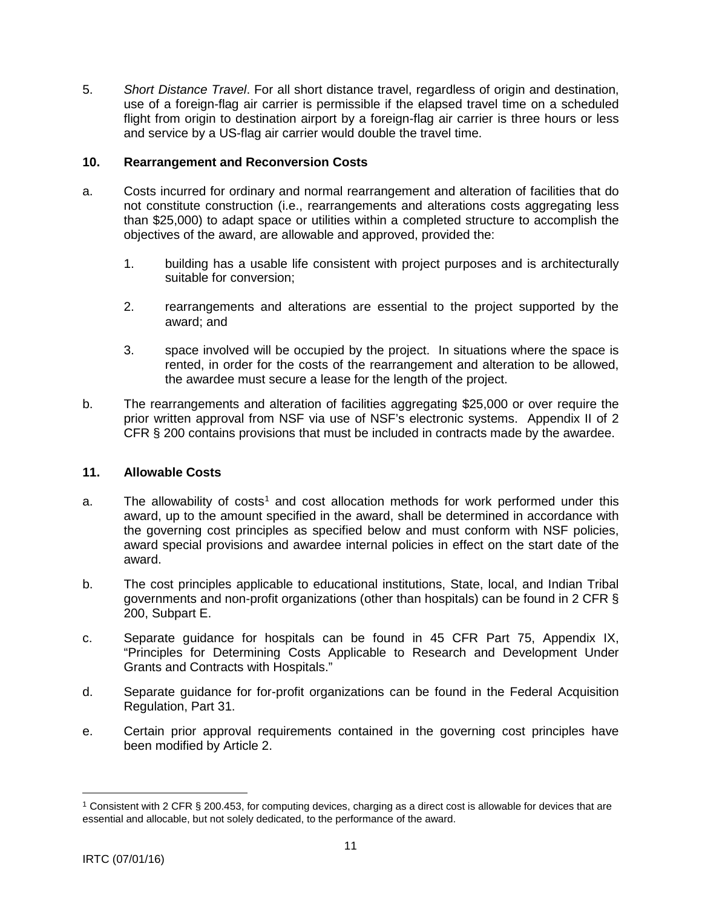5. *Short Distance Travel*. For all short distance travel, regardless of origin and destination, use of a foreign-flag air carrier is permissible if the elapsed travel time on a scheduled flight from origin to destination airport by a foreign-flag air carrier is three hours or less and service by a US-flag air carrier would double the travel time.

**10. Rearrangement and Reconversion Costs**

a. Costs incurred for ordinary and normal rearrangement and alteration of facilities that do not constitute construction (i.e., rearrangements and alterations costs aggregating less than $25,000) to adapt space or utilities within a completed structure to accomplish the objectives of the award, are allowable and approved, provided the:

   1. building has a usable life consistent with project purposes and is architecturally suitable for conversion;

   2. rearrangements and alterations are essential to the project supported by the award; and

   3. space involved will be occupied by the project. In situations where the space is rented, in order for the costs of the rearrangement and alteration to be allowed, the awardee must secure a lease for the length of the project.

b. The rearrangements and alteration of facilities aggregating $25,000 or over require the prior written approval from NSF via use of NSF's electronic systems. Appendix II of 2 CFR § 200 contains provisions that must be included in contracts made by the awardee.

**11. Allowable Costs**

a. The allowability of costs[1] and cost allocation methods for work performed under this award, up to the amount specified in the award, shall be determined in accordance with the governing cost principles as specified below and must conform with NSF policies, award special provisions and awardee internal policies in effect on the start date of the award.

b. The cost principles applicable to educational institutions, State, local, and Indian Tribal governments and non-profit organizations (other than hospitals) can be found in 2 CFR § 200, Subpart E.

c. Separate guidance for hospitals can be found in 45 CFR Part 75, Appendix IX, "Principles for Determining Costs Applicable to Research and Development Under Grants and Contracts with Hospitals."

d. Separate guidance for for-profit organizations can be found in the Federal Acquisition Regulation, Part 31.

e. Certain prior approval requirements contained in the governing cost principles have been modified by Article 2.

[1] Consistent with 2 CFR § 200.453, for computing devices, charging as a direct cost is allowable for devices that are essential and allocable, but not solely dedicated, to the performance of the award.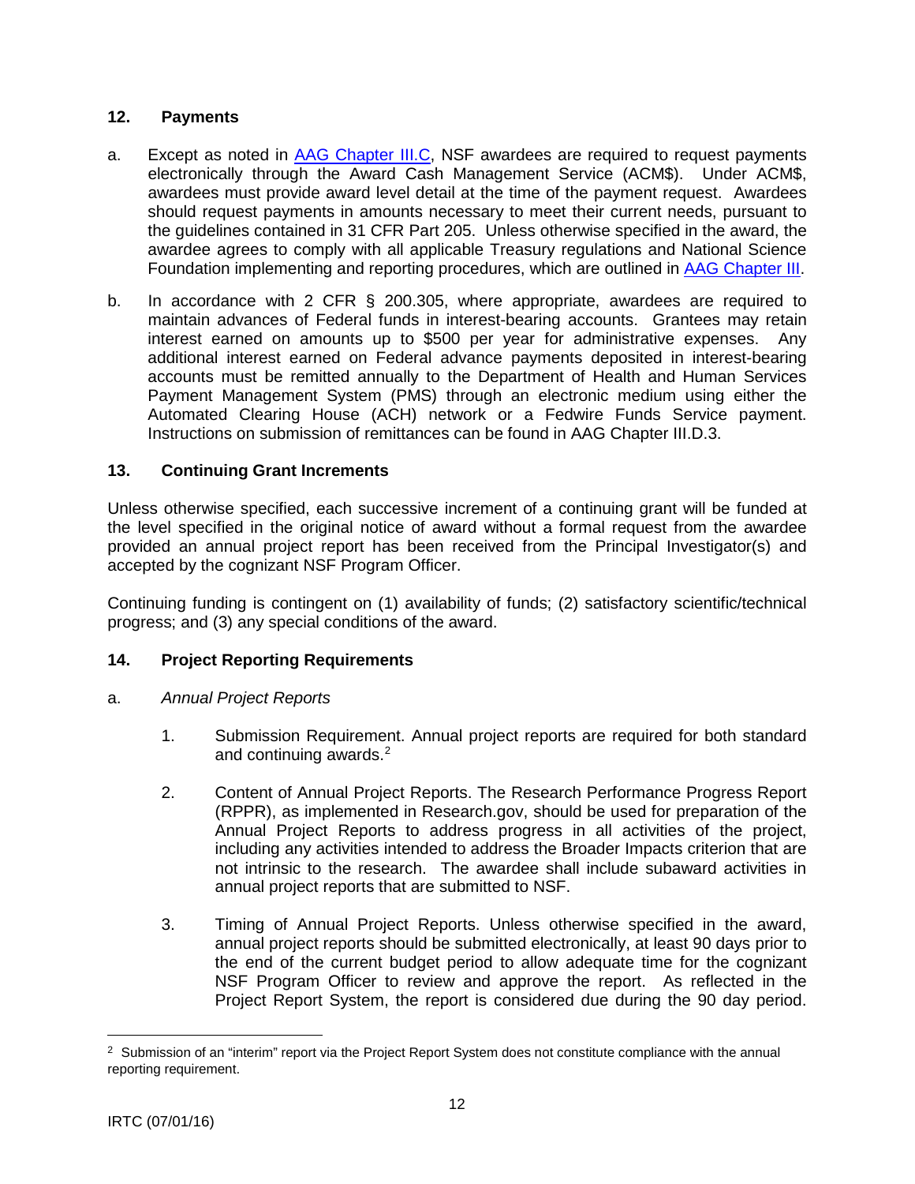## 12. Payments

a. Except as noted in AAG Chapter III.C, NSF awardees are required to request payments electronically through the Award Cash Management Service (ACM$). Under ACM$, awardees must provide award level detail at the time of the payment request. Awardees should request payments in amounts necessary to meet their current needs, pursuant to the guidelines contained in 31 CFR Part 205. Unless otherwise specified in the award, the awardee agrees to comply with all applicable Treasury regulations and National Science Foundation implementing and reporting procedures, which are outlined in AAG Chapter III.

b. In accordance with 2 CFR § 200.305, where appropriate, awardees are required to maintain advances of Federal funds in interest-bearing accounts. Grantees may retain interest earned on amounts up to $500 per year for administrative expenses. Any additional interest earned on Federal advance payments deposited in interest-bearing accounts must be remitted annually to the Department of Health and Human Services Payment Management System (PMS) through an electronic medium using either the Automated Clearing House (ACH) network or a Fedwire Funds Service payment. Instructions on submission of remittances can be found in AAG Chapter III.D.3.

## 13. Continuing Grant Increments

Unless otherwise specified, each successive increment of a continuing grant will be funded at the level specified in the original notice of award without a formal request from the awardee provided an annual project report has been received from the Principal Investigator(s) and accepted by the cognizant NSF Program Officer.

Continuing funding is contingent on (1) availability of funds; (2) satisfactory scientific/technical progress; and (3) any special conditions of the award.

## 14. Project Reporting Requirements

a. *Annual Project Reports*

1. Submission Requirement. Annual project reports are required for both standard and continuing awards.[2]

2. Content of Annual Project Reports. The Research Performance Progress Report (RPPR), as implemented in Research.gov, should be used for preparation of the Annual Project Reports to address progress in all activities of the project, including any activities intended to address the Broader Impacts criterion that are not intrinsic to the research. The awardee shall include subaward activities in annual project reports that are submitted to NSF.

3. Timing of Annual Project Reports. Unless otherwise specified in the award, annual project reports should be submitted electronically, at least 90 days prior to the end of the current budget period to allow adequate time for the cognizant NSF Program Officer to review and approve the report. As reflected in the Project Report System, the report is considered due during the 90 day period.

---

[2] Submission of an "interim" report via the Project Report System does not constitute compliance with the annual reporting requirement.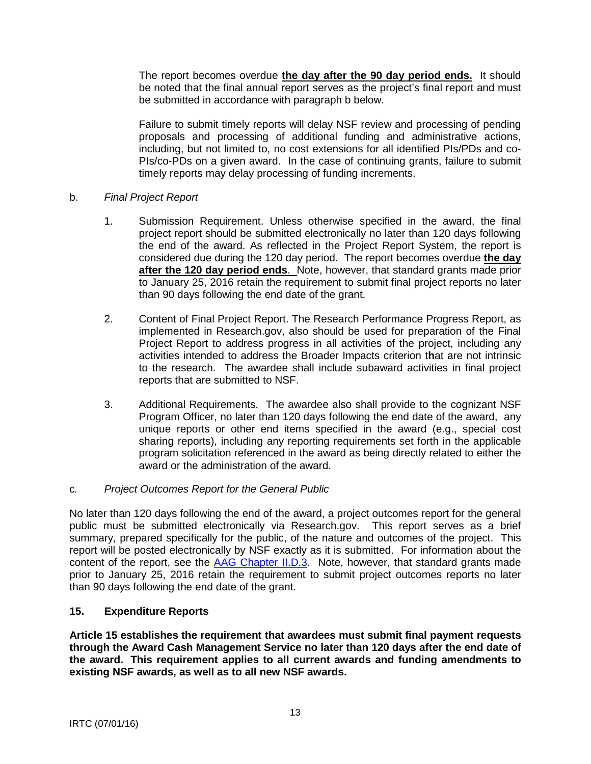The report becomes overdue **the day after the 90 day period ends.** It should be noted that the final annual report serves as the project's final report and must be submitted in accordance with paragraph b below.

Failure to submit timely reports will delay NSF review and processing of pending proposals and processing of additional funding and administrative actions, including, but not limited to, no cost extensions for all identified PIs/PDs and co-PIs/co-PDs on a given award. In the case of continuing grants, failure to submit timely reports may delay processing of funding increments.

b. *Final Project Report*

1. Submission Requirement. Unless otherwise specified in the award, the final project report should be submitted electronically no later than 120 days following the end of the award. As reflected in the Project Report System, the report is considered due during the 120 day period. The report becomes overdue **the day after the 120 day period ends**. Note, however, that standard grants made prior to January 25, 2016 retain the requirement to submit final project reports no later than 90 days following the end date of the grant.

2. Content of Final Project Report. The Research Performance Progress Report, as implemented in Research.gov, also should be used for preparation of the Final Project Report to address progress in all activities of the project, including any activities intended to address the Broader Impacts criterion that are not intrinsic to the research. The awardee shall include subaward activities in final project reports that are submitted to NSF.

3. Additional Requirements. The awardee also shall provide to the cognizant NSF Program Officer, no later than 120 days following the end date of the award, any unique reports or other end items specified in the award (e.g., special cost sharing reports), including any reporting requirements set forth in the applicable program solicitation referenced in the award as being directly related to either the award or the administration of the award.

c. *Project Outcomes Report for the General Public*

No later than 120 days following the end of the award, a project outcomes report for the general public must be submitted electronically via Research.gov. This report serves as a brief summary, prepared specifically for the public, of the nature and outcomes of the project. This report will be posted electronically by NSF exactly as it is submitted. For information about the content of the report, see the AAG Chapter II.D.3. Note, however, that standard grants made prior to January 25, 2016 retain the requirement to submit project outcomes reports no later than 90 days following the end date of the grant.

## 15. Expenditure Reports

**Article 15 establishes the requirement that awardees must submit final payment requests through the Award Cash Management Service no later than 120 days after the end date of the award. This requirement applies to all current awards and funding amendments to existing NSF awards, as well as to all new NSF awards.**

IRTC (07/01/16)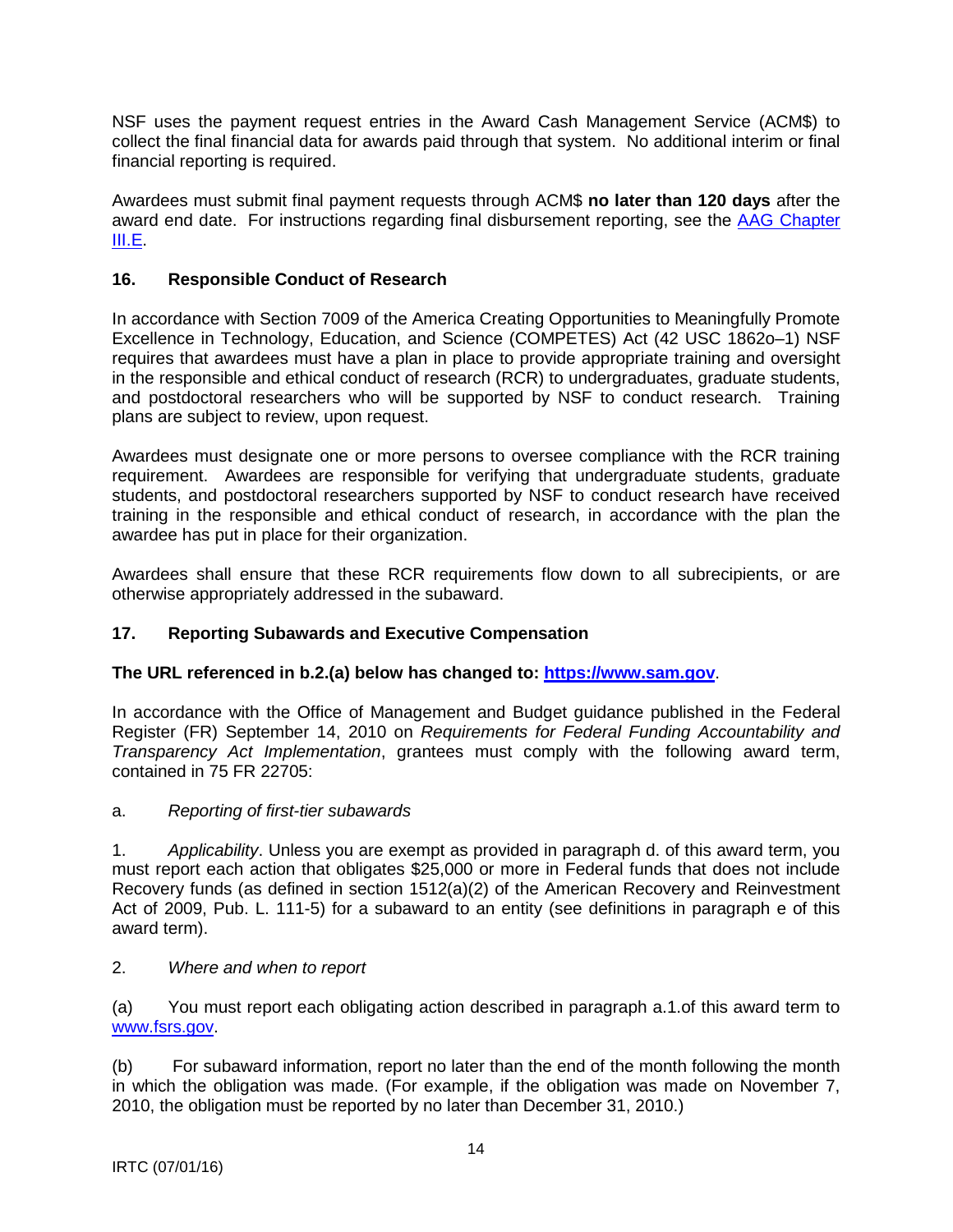NSF uses the payment request entries in the Award Cash Management Service (ACM$) to collect the final financial data for awards paid through that system. No additional interim or final financial reporting is required.

Awardees must submit final payment requests through ACM$ **no later than 120 days** after the award end date. For instructions regarding final disbursement reporting, see the [AAG Chapter III.E](#).

### 16. Responsible Conduct of Research

In accordance with Section 7009 of the America Creating Opportunities to Meaningfully Promote Excellence in Technology, Education, and Science (COMPETES) Act (42 USC 1862o–1) NSF requires that awardees must have a plan in place to provide appropriate training and oversight in the responsible and ethical conduct of research (RCR) to undergraduates, graduate students, and postdoctoral researchers who will be supported by NSF to conduct research. Training plans are subject to review, upon request.

Awardees must designate one or more persons to oversee compliance with the RCR training requirement. Awardees are responsible for verifying that undergraduate students, graduate students, and postdoctoral researchers supported by NSF to conduct research have received training in the responsible and ethical conduct of research, in accordance with the plan the awardee has put in place for their organization.

Awardees shall ensure that these RCR requirements flow down to all subrecipients, or are otherwise appropriately addressed in the subaward.

### 17. Reporting Subawards and Executive Compensation

**The URL referenced in b.2.(a) below has changed to: [https://www.sam.gov](https://www.sam.gov)**.

In accordance with the Office of Management and Budget guidance published in the Federal Register (FR) September 14, 2010 on *Requirements for Federal Funding Accountability and Transparency Act Implementation*, grantees must comply with the following award term, contained in 75 FR 22705:

a. *Reporting of first-tier subawards*

1. *Applicability*. Unless you are exempt as provided in paragraph d. of this award term, you must report each action that obligates $25,000 or more in Federal funds that does not include Recovery funds (as defined in section 1512(a)(2) of the American Recovery and Reinvestment Act of 2009, Pub. L. 111-5) for a subaward to an entity (see definitions in paragraph e of this award term).

2. *Where and when to report*

(a) You must report each obligating action described in paragraph a.1.of this award term to [www.fsrs.gov](http://www.fsrs.gov).

(b) For subaward information, report no later than the end of the month following the month in which the obligation was made. (For example, if the obligation was made on November 7, 2010, the obligation must be reported by no later than December 31, 2010.)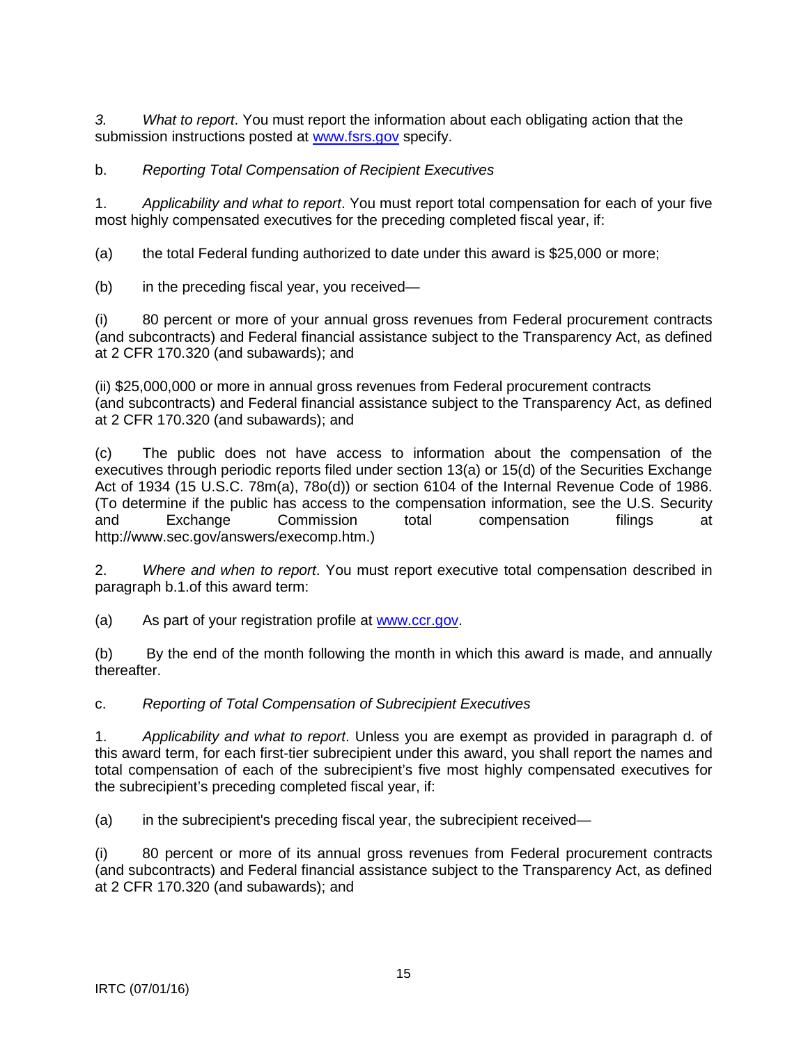*3. What to report*. You must report the information about each obligating action that the submission instructions posted at [www.fsrs.gov](http://www.fsrs.gov) specify.

b. *Reporting Total Compensation of Recipient Executives*

1. *Applicability and what to report*. You must report total compensation for each of your five most highly compensated executives for the preceding completed fiscal year, if:

(a) the total Federal funding authorized to date under this award is $25,000 or more;

(b) in the preceding fiscal year, you received—

(i) 80 percent or more of your annual gross revenues from Federal procurement contracts (and subcontracts) and Federal financial assistance subject to the Transparency Act, as defined at 2 CFR 170.320 (and subawards); and

(ii) $25,000,000 or more in annual gross revenues from Federal procurement contracts (and subcontracts) and Federal financial assistance subject to the Transparency Act, as defined at 2 CFR 170.320 (and subawards); and

(c) The public does not have access to information about the compensation of the executives through periodic reports filed under section 13(a) or 15(d) of the Securities Exchange Act of 1934 (15 U.S.C. 78m(a), 78o(d)) or section 6104 of the Internal Revenue Code of 1986. (To determine if the public has access to the compensation information, see the U.S. Security and Exchange Commission total compensation filings at http://www.sec.gov/answers/execomp.htm.)

2. *Where and when to report*. You must report executive total compensation described in paragraph b.1.of this award term:

(a) As part of your registration profile at [www.ccr.gov](http://www.ccr.gov).

(b) By the end of the month following the month in which this award is made, and annually thereafter.

c. *Reporting of Total Compensation of Subrecipient Executives*

1. *Applicability and what to report*. Unless you are exempt as provided in paragraph d. of this award term, for each first-tier subrecipient under this award, you shall report the names and total compensation of each of the subrecipient's five most highly compensated executives for the subrecipient's preceding completed fiscal year, if:

(a) in the subrecipient's preceding fiscal year, the subrecipient received—

(i) 80 percent or more of its annual gross revenues from Federal procurement contracts (and subcontracts) and Federal financial assistance subject to the Transparency Act, as defined at 2 CFR 170.320 (and subawards); and

IRTC (07/01/16)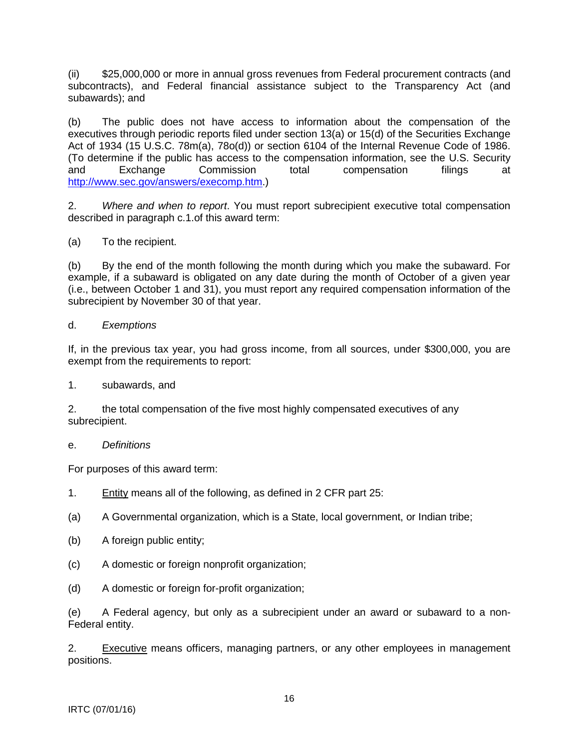(ii) $25,000,000 or more in annual gross revenues from Federal procurement contracts (and subcontracts), and Federal financial assistance subject to the Transparency Act (and subawards); and

(b) The public does not have access to information about the compensation of the executives through periodic reports filed under section 13(a) or 15(d) of the Securities Exchange Act of 1934 (15 U.S.C. 78m(a), 78o(d)) or section 6104 of the Internal Revenue Code of 1986. (To determine if the public has access to the compensation information, see the U.S. Security and Exchange Commission total compensation filings at http://www.sec.gov/answers/execomp.htm.)

2. *Where and when to report*. You must report subrecipient executive total compensation described in paragraph c.1.of this award term:

(a) To the recipient.

(b) By the end of the month following the month during which you make the subaward. For example, if a subaward is obligated on any date during the month of October of a given year (i.e., between October 1 and 31), you must report any required compensation information of the subrecipient by November 30 of that year.

d. *Exemptions*

If, in the previous tax year, you had gross income, from all sources, under $300,000, you are exempt from the requirements to report:

1. subawards, and

2. the total compensation of the five most highly compensated executives of any subrecipient.

e. *Definitions*

For purposes of this award term:

1. <u>Entity</u> means all of the following, as defined in 2 CFR part 25:

(a) A Governmental organization, which is a State, local government, or Indian tribe;

(b) A foreign public entity;

(c) A domestic or foreign nonprofit organization;

(d) A domestic or foreign for-profit organization;

(e) A Federal agency, but only as a subrecipient under an award or subaward to a non-Federal entity.

2. <u>Executive</u> means officers, managing partners, or any other employees in management positions.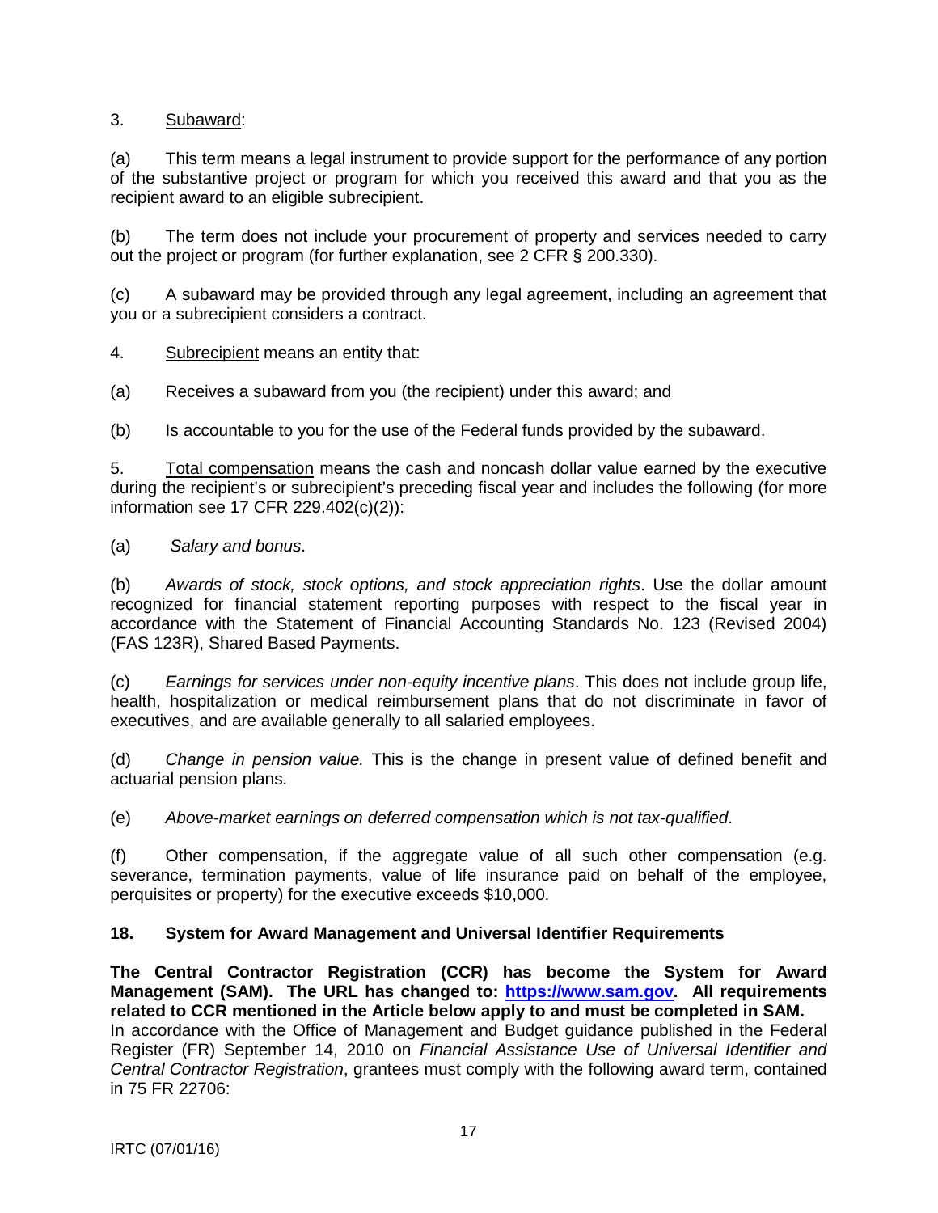3. Subaward:

(a) This term means a legal instrument to provide support for the performance of any portion of the substantive project or program for which you received this award and that you as the recipient award to an eligible subrecipient.

(b) The term does not include your procurement of property and services needed to carry out the project or program (for further explanation, see 2 CFR § 200.330).

(c) A subaward may be provided through any legal agreement, including an agreement that you or a subrecipient considers a contract.

4. Subrecipient means an entity that:

(a) Receives a subaward from you (the recipient) under this award; and

(b) Is accountable to you for the use of the Federal funds provided by the subaward.

5. Total compensation means the cash and noncash dollar value earned by the executive during the recipient's or subrecipient's preceding fiscal year and includes the following (for more information see 17 CFR 229.402(c)(2)):

(a) *Salary and bonus*.

(b) *Awards of stock, stock options, and stock appreciation rights*. Use the dollar amount recognized for financial statement reporting purposes with respect to the fiscal year in accordance with the Statement of Financial Accounting Standards No. 123 (Revised 2004) (FAS 123R), Shared Based Payments.

(c) *Earnings for services under non-equity incentive plans*. This does not include group life, health, hospitalization or medical reimbursement plans that do not discriminate in favor of executives, and are available generally to all salaried employees.

(d) *Change in pension value.* This is the change in present value of defined benefit and actuarial pension plans.

(e) *Above-market earnings on deferred compensation which is not tax-qualified*.

(f) Other compensation, if the aggregate value of all such other compensation (e.g. severance, termination payments, value of life insurance paid on behalf of the employee, perquisites or property) for the executive exceeds $10,000.

**18. System for Award Management and Universal Identifier Requirements**

**The Central Contractor Registration (CCR) has become the System for Award Management (SAM). The URL has changed to: [https://www.sam.gov](https://www.sam.gov). All requirements related to CCR mentioned in the Article below apply to and must be completed in SAM.**
In accordance with the Office of Management and Budget guidance published in the Federal Register (FR) September 14, 2010 on *Financial Assistance Use of Universal Identifier and Central Contractor Registration*, grantees must comply with the following award term, contained in 75 FR 22706: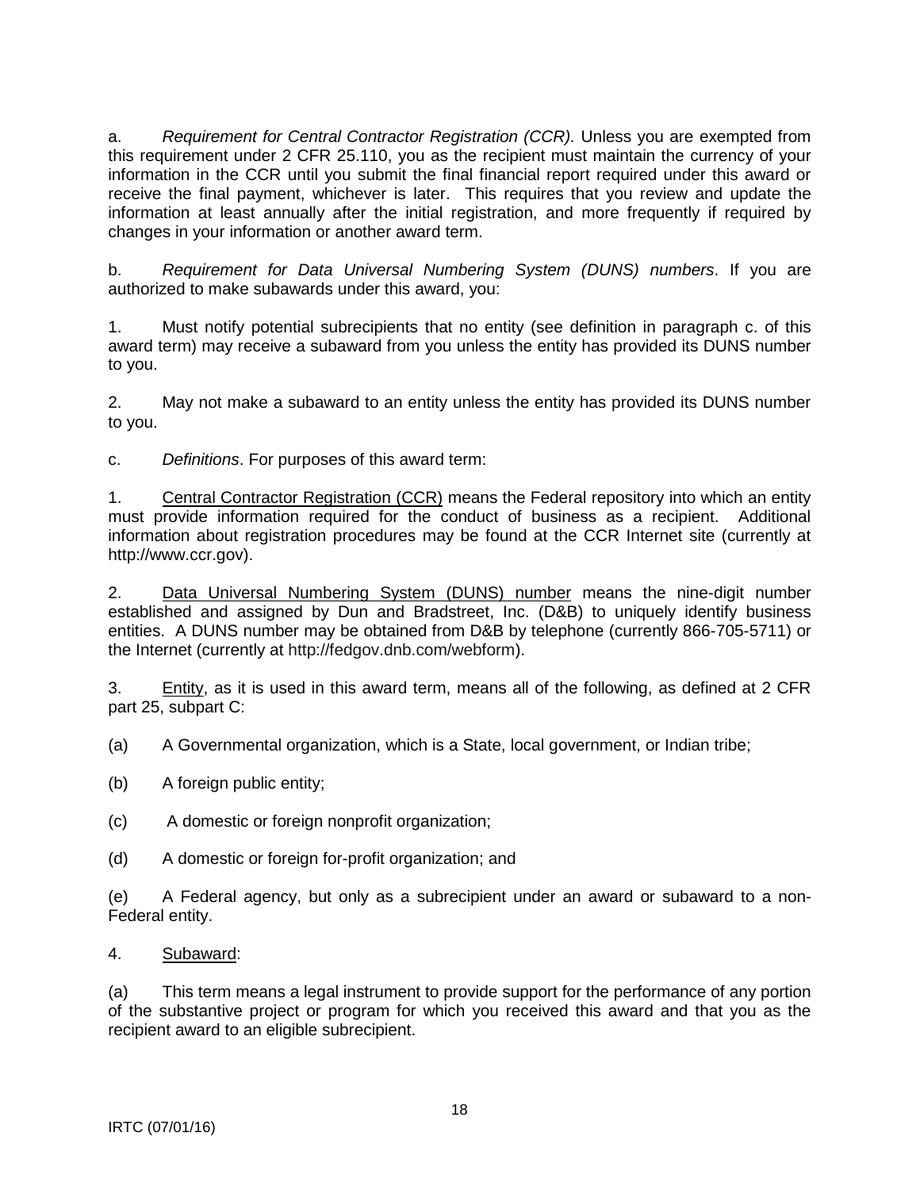a. *Requirement for Central Contractor Registration (CCR).* Unless you are exempted from this requirement under 2 CFR 25.110, you as the recipient must maintain the currency of your information in the CCR until you submit the final financial report required under this award or receive the final payment, whichever is later. This requires that you review and update the information at least annually after the initial registration, and more frequently if required by changes in your information or another award term.

b. *Requirement for Data Universal Numbering System (DUNS) numbers*. If you are authorized to make subawards under this award, you:

1. Must notify potential subrecipients that no entity (see definition in paragraph c. of this award term) may receive a subaward from you unless the entity has provided its DUNS number to you.

2. May not make a subaward to an entity unless the entity has provided its DUNS number to you.

c. *Definitions*. For purposes of this award term:

1. <u>Central Contractor Registration (CCR)</u> means the Federal repository into which an entity must provide information required for the conduct of business as a recipient. Additional information about registration procedures may be found at the CCR Internet site (currently at http://www.ccr.gov).

2. <u>Data Universal Numbering System (DUNS) number</u> means the nine-digit number established and assigned by Dun and Bradstreet, Inc. (D&B) to uniquely identify business entities. A DUNS number may be obtained from D&B by telephone (currently 866-705-5711) or the Internet (currently at http://fedgov.dnb.com/webform).

3. <u>Entity</u>, as it is used in this award term, means all of the following, as defined at 2 CFR part 25, subpart C:

(a) A Governmental organization, which is a State, local government, or Indian tribe;

(b) A foreign public entity;

(c) A domestic or foreign nonprofit organization;

(d) A domestic or foreign for-profit organization; and

(e) A Federal agency, but only as a subrecipient under an award or subaward to a non-Federal entity.

4. <u>Subaward</u>:

(a) This term means a legal instrument to provide support for the performance of any portion of the substantive project or program for which you received this award and that you as the recipient award to an eligible subrecipient.

IRTC (07/01/16)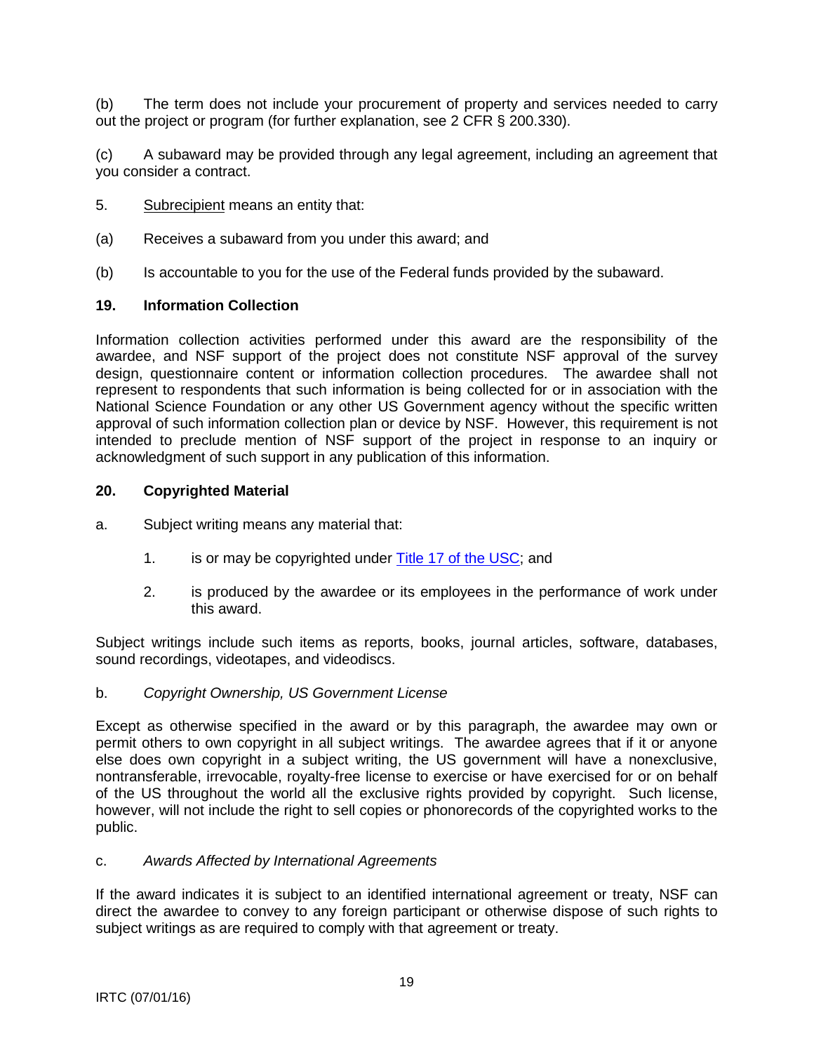(b) The term does not include your procurement of property and services needed to carry out the project or program (for further explanation, see 2 CFR § 200.330).

(c) A subaward may be provided through any legal agreement, including an agreement that you consider a contract.

5. Subrecipient means an entity that:

(a) Receives a subaward from you under this award; and

(b) Is accountable to you for the use of the Federal funds provided by the subaward.

**19. Information Collection**

Information collection activities performed under this award are the responsibility of the awardee, and NSF support of the project does not constitute NSF approval of the survey design, questionnaire content or information collection procedures. The awardee shall not represent to respondents that such information is being collected for or in association with the National Science Foundation or any other US Government agency without the specific written approval of such information collection plan or device by NSF. However, this requirement is not intended to preclude mention of NSF support of the project in response to an inquiry or acknowledgment of such support in any publication of this information.

**20. Copyrighted Material**

a. Subject writing means any material that:

1. is or may be copyrighted under [Title 17 of the USC](); and

2. is produced by the awardee or its employees in the performance of work under this award.

Subject writings include such items as reports, books, journal articles, software, databases, sound recordings, videotapes, and videodiscs.

b. *Copyright Ownership, US Government License*

Except as otherwise specified in the award or by this paragraph, the awardee may own or permit others to own copyright in all subject writings. The awardee agrees that if it or anyone else does own copyright in a subject writing, the US government will have a nonexclusive, nontransferable, irrevocable, royalty-free license to exercise or have exercised for or on behalf of the US throughout the world all the exclusive rights provided by copyright. Such license, however, will not include the right to sell copies or phonorecords of the copyrighted works to the public.

c. *Awards Affected by International Agreements*

If the award indicates it is subject to an identified international agreement or treaty, NSF can direct the awardee to convey to any foreign participant or otherwise dispose of such rights to subject writings as are required to comply with that agreement or treaty.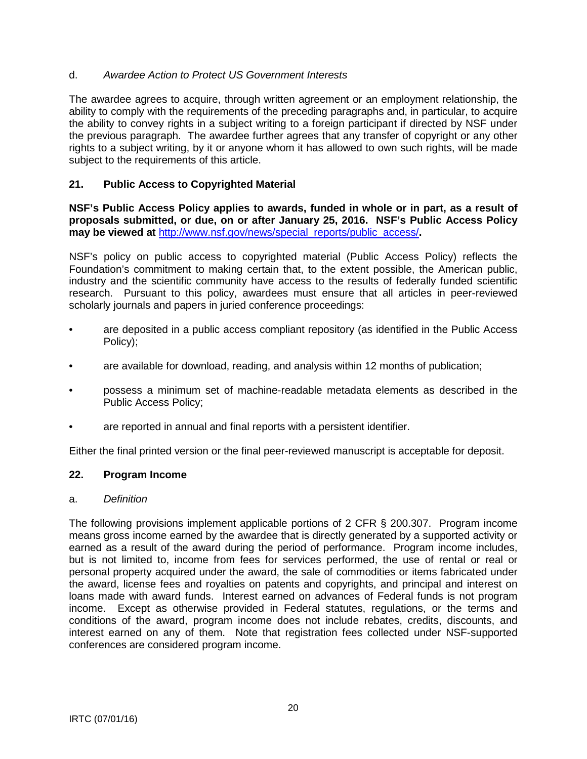d. *Awardee Action to Protect US Government Interests*

The awardee agrees to acquire, through written agreement or an employment relationship, the ability to comply with the requirements of the preceding paragraphs and, in particular, to acquire the ability to convey rights in a subject writing to a foreign participant if directed by NSF under the previous paragraph. The awardee further agrees that any transfer of copyright or any other rights to a subject writing, by it or anyone whom it has allowed to own such rights, will be made subject to the requirements of this article.

## 21. Public Access to Copyrighted Material

**NSF's Public Access Policy applies to awards, funded in whole or in part, as a result of proposals submitted, or due, on or after January 25, 2016. NSF's Public Access Policy may be viewed at [http://www.nsf.gov/news/special_reports/public_access/](http://www.nsf.gov/news/special_reports/public_access/).**

NSF's policy on public access to copyrighted material (Public Access Policy) reflects the Foundation's commitment to making certain that, to the extent possible, the American public, industry and the scientific community have access to the results of federally funded scientific research. Pursuant to this policy, awardees must ensure that all articles in peer-reviewed scholarly journals and papers in juried conference proceedings:

- are deposited in a public access compliant repository (as identified in the Public Access Policy);
- are available for download, reading, and analysis within 12 months of publication;
- possess a minimum set of machine-readable metadata elements as described in the Public Access Policy;
- are reported in annual and final reports with a persistent identifier.

Either the final printed version or the final peer-reviewed manuscript is acceptable for deposit.

## 22. Program Income

a. *Definition*

The following provisions implement applicable portions of 2 CFR § 200.307. Program income means gross income earned by the awardee that is directly generated by a supported activity or earned as a result of the award during the period of performance. Program income includes, but is not limited to, income from fees for services performed, the use of rental or real or personal property acquired under the award, the sale of commodities or items fabricated under the award, license fees and royalties on patents and copyrights, and principal and interest on loans made with award funds. Interest earned on advances of Federal funds is not program income. Except as otherwise provided in Federal statutes, regulations, or the terms and conditions of the award, program income does not include rebates, credits, discounts, and interest earned on any of them. Note that registration fees collected under NSF-supported conferences are considered program income.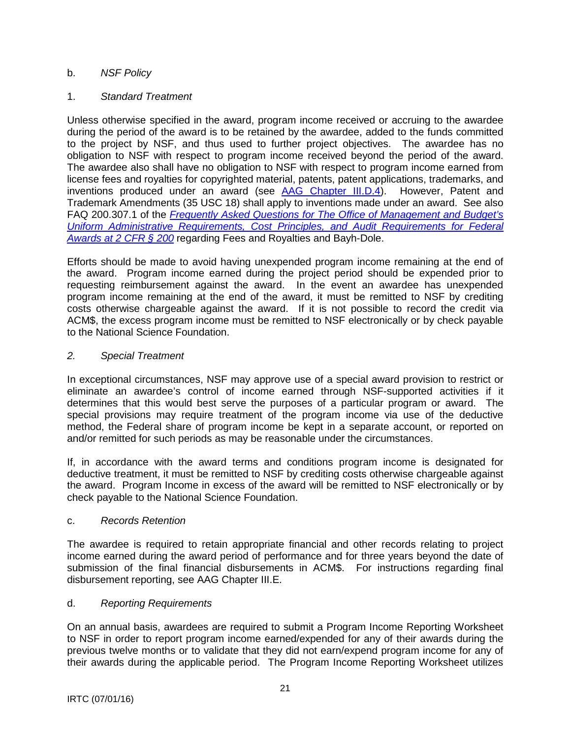b. *NSF Policy*

1. *Standard Treatment*

Unless otherwise specified in the award, program income received or accruing to the awardee during the period of the award is to be retained by the awardee, added to the funds committed to the project by NSF, and thus used to further project objectives. The awardee has no obligation to NSF with respect to program income received beyond the period of the award. The awardee also shall have no obligation to NSF with respect to program income earned from license fees and royalties for copyrighted material, patents, patent applications, trademarks, and inventions produced under an award (see [AAG Chapter III.D.4](#)). However, Patent and Trademark Amendments (35 USC 18) shall apply to inventions made under an award. See also FAQ 200.307.1 of the [*Frequently Asked Questions for The Office of Management and Budget's Uniform Administrative Requirements, Cost Principles, and Audit Requirements for Federal Awards at 2 CFR § 200*](#) regarding Fees and Royalties and Bayh-Dole.

Efforts should be made to avoid having unexpended program income remaining at the end of the award. Program income earned during the project period should be expended prior to requesting reimbursement against the award. In the event an awardee has unexpended program income remaining at the end of the award, it must be remitted to NSF by crediting costs otherwise chargeable against the award. If it is not possible to record the credit via ACM$, the excess program income must be remitted to NSF electronically or by check payable to the National Science Foundation.

*2. Special Treatment*

In exceptional circumstances, NSF may approve use of a special award provision to restrict or eliminate an awardee's control of income earned through NSF-supported activities if it determines that this would best serve the purposes of a particular program or award. The special provisions may require treatment of the program income via use of the deductive method, the Federal share of program income be kept in a separate account, or reported on and/or remitted for such periods as may be reasonable under the circumstances.

If, in accordance with the award terms and conditions program income is designated for deductive treatment, it must be remitted to NSF by crediting costs otherwise chargeable against the award. Program Income in excess of the award will be remitted to NSF electronically or by check payable to the National Science Foundation.

c. *Records Retention*

The awardee is required to retain appropriate financial and other records relating to project income earned during the award period of performance and for three years beyond the date of submission of the final financial disbursements in ACM$. For instructions regarding final disbursement reporting, see AAG Chapter III.E.

d. *Reporting Requirements*

On an annual basis, awardees are required to submit a Program Income Reporting Worksheet to NSF in order to report program income earned/expended for any of their awards during the previous twelve months or to validate that they did not earn/expend program income for any of their awards during the applicable period. The Program Income Reporting Worksheet utilizes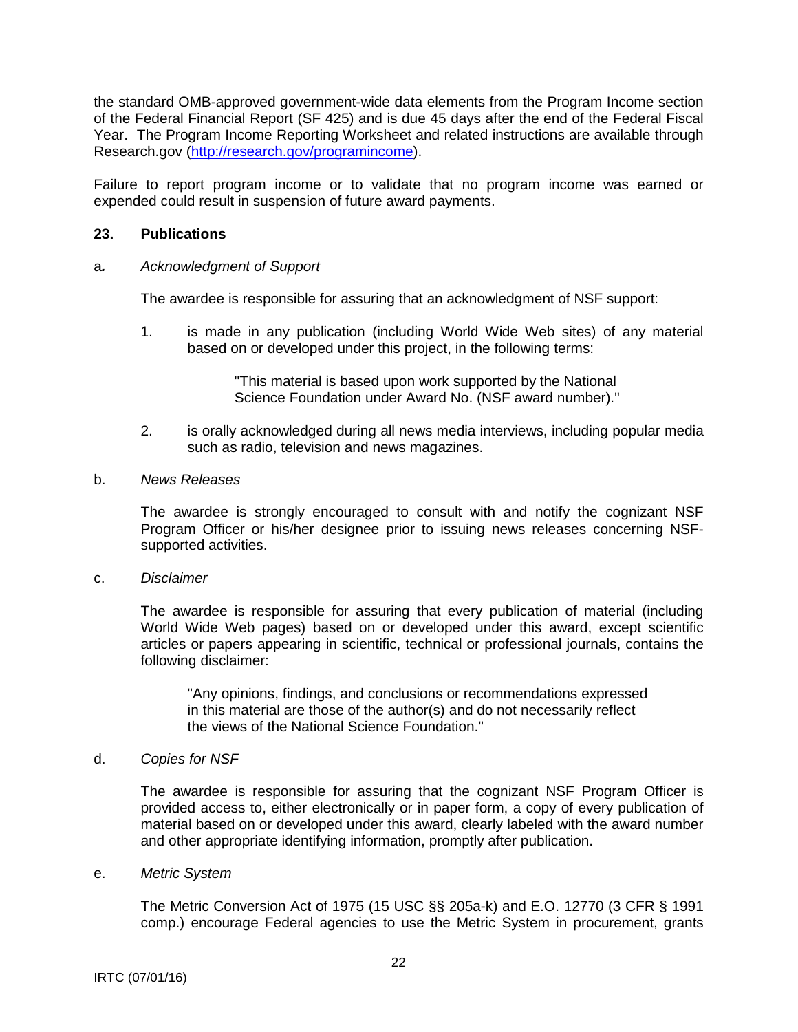the standard OMB-approved government-wide data elements from the Program Income section of the Federal Financial Report (SF 425) and is due 45 days after the end of the Federal Fiscal Year. The Program Income Reporting Worksheet and related instructions are available through Research.gov (http://research.gov/programincome).

Failure to report program income or to validate that no program income was earned or expended could result in suspension of future award payments.

## 23. Publications

a. *Acknowledgment of Support*

The awardee is responsible for assuring that an acknowledgment of NSF support:

1. is made in any publication (including World Wide Web sites) of any material based on or developed under this project, in the following terms:

   "This material is based upon work supported by the National Science Foundation under Award No. (NSF award number)."

2. is orally acknowledged during all news media interviews, including popular media such as radio, television and news magazines.

b. *News Releases*

The awardee is strongly encouraged to consult with and notify the cognizant NSF Program Officer or his/her designee prior to issuing news releases concerning NSF-supported activities.

c. *Disclaimer*

The awardee is responsible for assuring that every publication of material (including World Wide Web pages) based on or developed under this award, except scientific articles or papers appearing in scientific, technical or professional journals, contains the following disclaimer:

"Any opinions, findings, and conclusions or recommendations expressed in this material are those of the author(s) and do not necessarily reflect the views of the National Science Foundation."

d. *Copies for NSF*

The awardee is responsible for assuring that the cognizant NSF Program Officer is provided access to, either electronically or in paper form, a copy of every publication of material based on or developed under this award, clearly labeled with the award number and other appropriate identifying information, promptly after publication.

e. *Metric System*

The Metric Conversion Act of 1975 (15 USC §§ 205a-k) and E.O. 12770 (3 CFR § 1991 comp.) encourage Federal agencies to use the Metric System in procurement, grants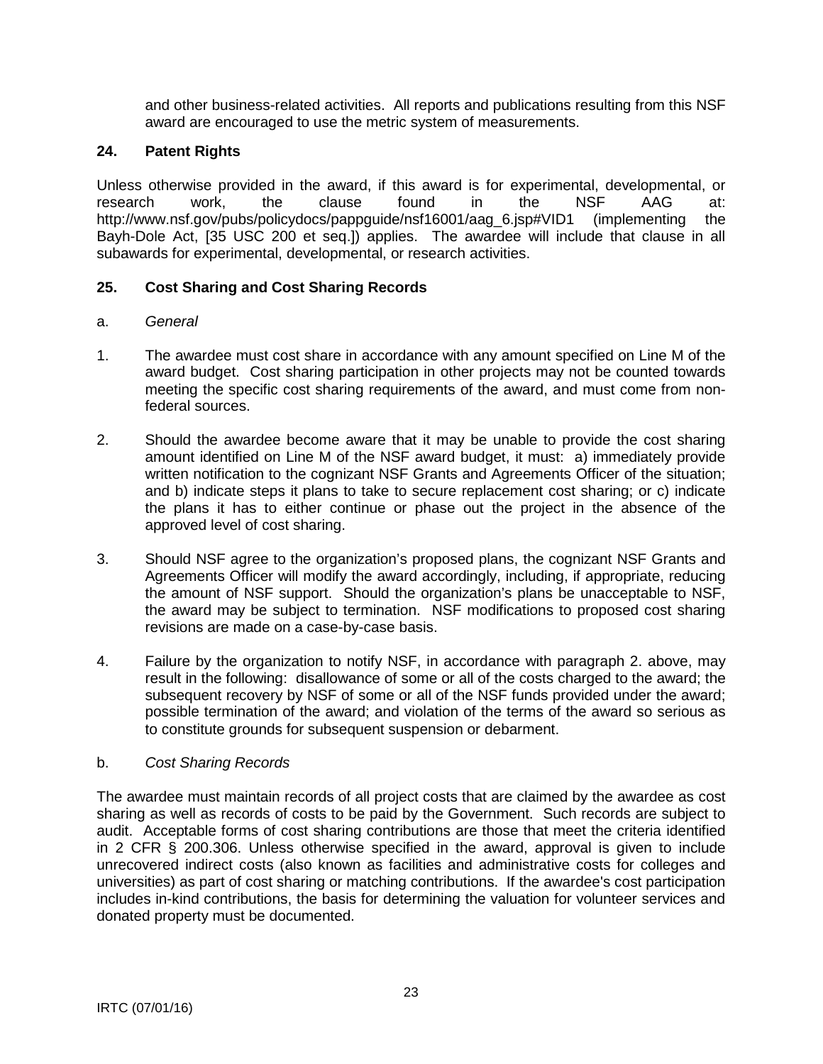and other business-related activities. All reports and publications resulting from this NSF award are encouraged to use the metric system of measurements.

## 24. Patent Rights

Unless otherwise provided in the award, if this award is for experimental, developmental, or research work, the clause found in the NSF AAG at: http://www.nsf.gov/pubs/policydocs/pappguide/nsf16001/aag_6.jsp#VID1 (implementing the Bayh-Dole Act, [35 USC 200 et seq.]) applies. The awardee will include that clause in all subawards for experimental, developmental, or research activities.

## 25. Cost Sharing and Cost Sharing Records

a. *General*

1. The awardee must cost share in accordance with any amount specified on Line M of the award budget. Cost sharing participation in other projects may not be counted towards meeting the specific cost sharing requirements of the award, and must come from non-federal sources.

2. Should the awardee become aware that it may be unable to provide the cost sharing amount identified on Line M of the NSF award budget, it must: a) immediately provide written notification to the cognizant NSF Grants and Agreements Officer of the situation; and b) indicate steps it plans to take to secure replacement cost sharing; or c) indicate the plans it has to either continue or phase out the project in the absence of the approved level of cost sharing.

3. Should NSF agree to the organization's proposed plans, the cognizant NSF Grants and Agreements Officer will modify the award accordingly, including, if appropriate, reducing the amount of NSF support. Should the organization's plans be unacceptable to NSF, the award may be subject to termination. NSF modifications to proposed cost sharing revisions are made on a case-by-case basis.

4. Failure by the organization to notify NSF, in accordance with paragraph 2. above, may result in the following: disallowance of some or all of the costs charged to the award; the subsequent recovery by NSF of some or all of the NSF funds provided under the award; possible termination of the award; and violation of the terms of the award so serious as to constitute grounds for subsequent suspension or debarment.

b. *Cost Sharing Records*

The awardee must maintain records of all project costs that are claimed by the awardee as cost sharing as well as records of costs to be paid by the Government. Such records are subject to audit. Acceptable forms of cost sharing contributions are those that meet the criteria identified in 2 CFR § 200.306. Unless otherwise specified in the award, approval is given to include unrecovered indirect costs (also known as facilities and administrative costs for colleges and universities) as part of cost sharing or matching contributions. If the awardee's cost participation includes in-kind contributions, the basis for determining the valuation for volunteer services and donated property must be documented.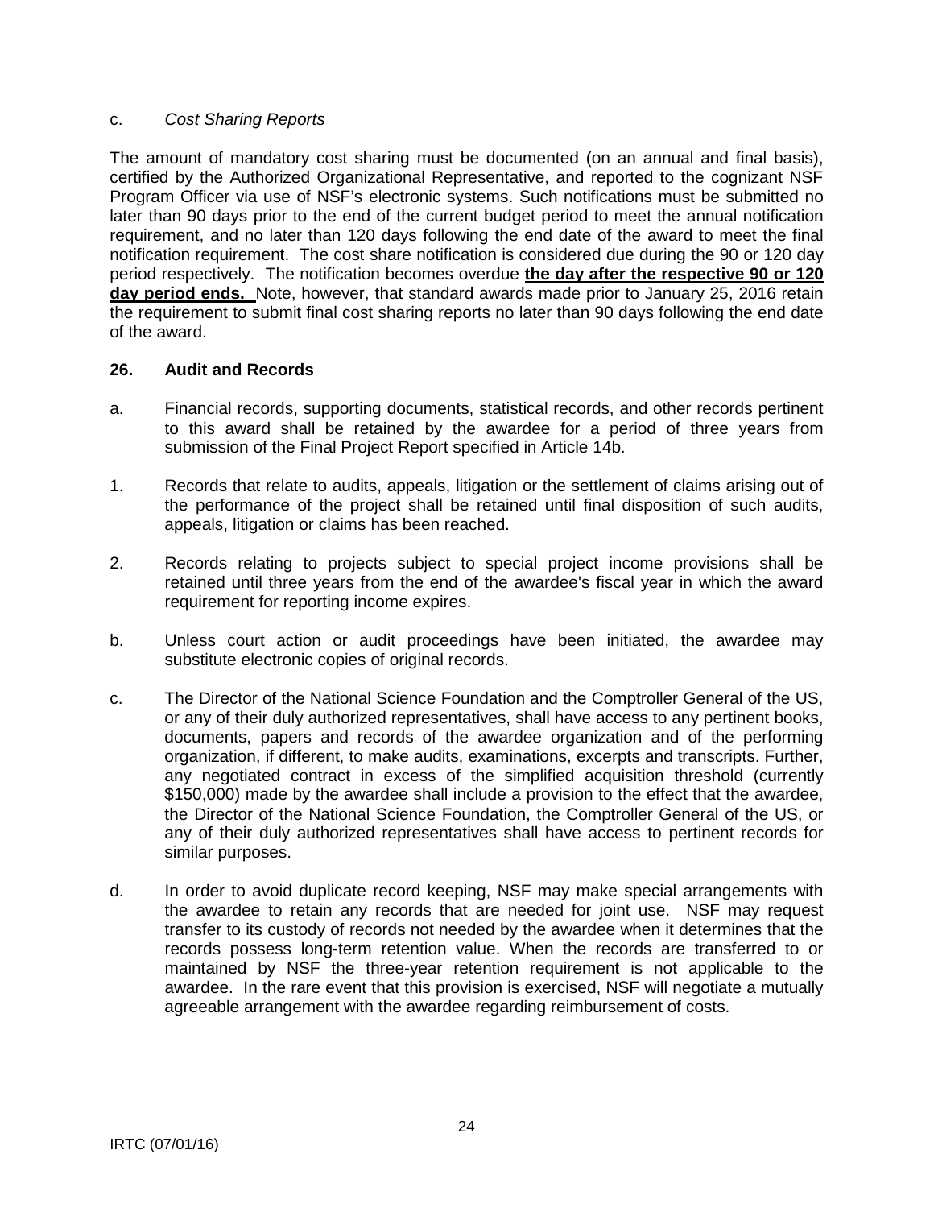c. *Cost Sharing Reports*

The amount of mandatory cost sharing must be documented (on an annual and final basis), certified by the Authorized Organizational Representative, and reported to the cognizant NSF Program Officer via use of NSF's electronic systems. Such notifications must be submitted no later than 90 days prior to the end of the current budget period to meet the annual notification requirement, and no later than 120 days following the end date of the award to meet the final notification requirement. The cost share notification is considered due during the 90 or 120 day period respectively. The notification becomes overdue **the day after the respective 90 or 120 day period ends.** Note, however, that standard awards made prior to January 25, 2016 retain the requirement to submit final cost sharing reports no later than 90 days following the end date of the award.

**26. Audit and Records**

a. Financial records, supporting documents, statistical records, and other records pertinent to this award shall be retained by the awardee for a period of three years from submission of the Final Project Report specified in Article 14b.

1. Records that relate to audits, appeals, litigation or the settlement of claims arising out of the performance of the project shall be retained until final disposition of such audits, appeals, litigation or claims has been reached.

2. Records relating to projects subject to special project income provisions shall be retained until three years from the end of the awardee's fiscal year in which the award requirement for reporting income expires.

b. Unless court action or audit proceedings have been initiated, the awardee may substitute electronic copies of original records.

c. The Director of the National Science Foundation and the Comptroller General of the US, or any of their duly authorized representatives, shall have access to any pertinent books, documents, papers and records of the awardee organization and of the performing organization, if different, to make audits, examinations, excerpts and transcripts. Further, any negotiated contract in excess of the simplified acquisition threshold (currently $150,000) made by the awardee shall include a provision to the effect that the awardee, the Director of the National Science Foundation, the Comptroller General of the US, or any of their duly authorized representatives shall have access to pertinent records for similar purposes.

d. In order to avoid duplicate record keeping, NSF may make special arrangements with the awardee to retain any records that are needed for joint use. NSF may request transfer to its custody of records not needed by the awardee when it determines that the records possess long-term retention value. When the records are transferred to or maintained by NSF the three-year retention requirement is not applicable to the awardee. In the rare event that this provision is exercised, NSF will negotiate a mutually agreeable arrangement with the awardee regarding reimbursement of costs.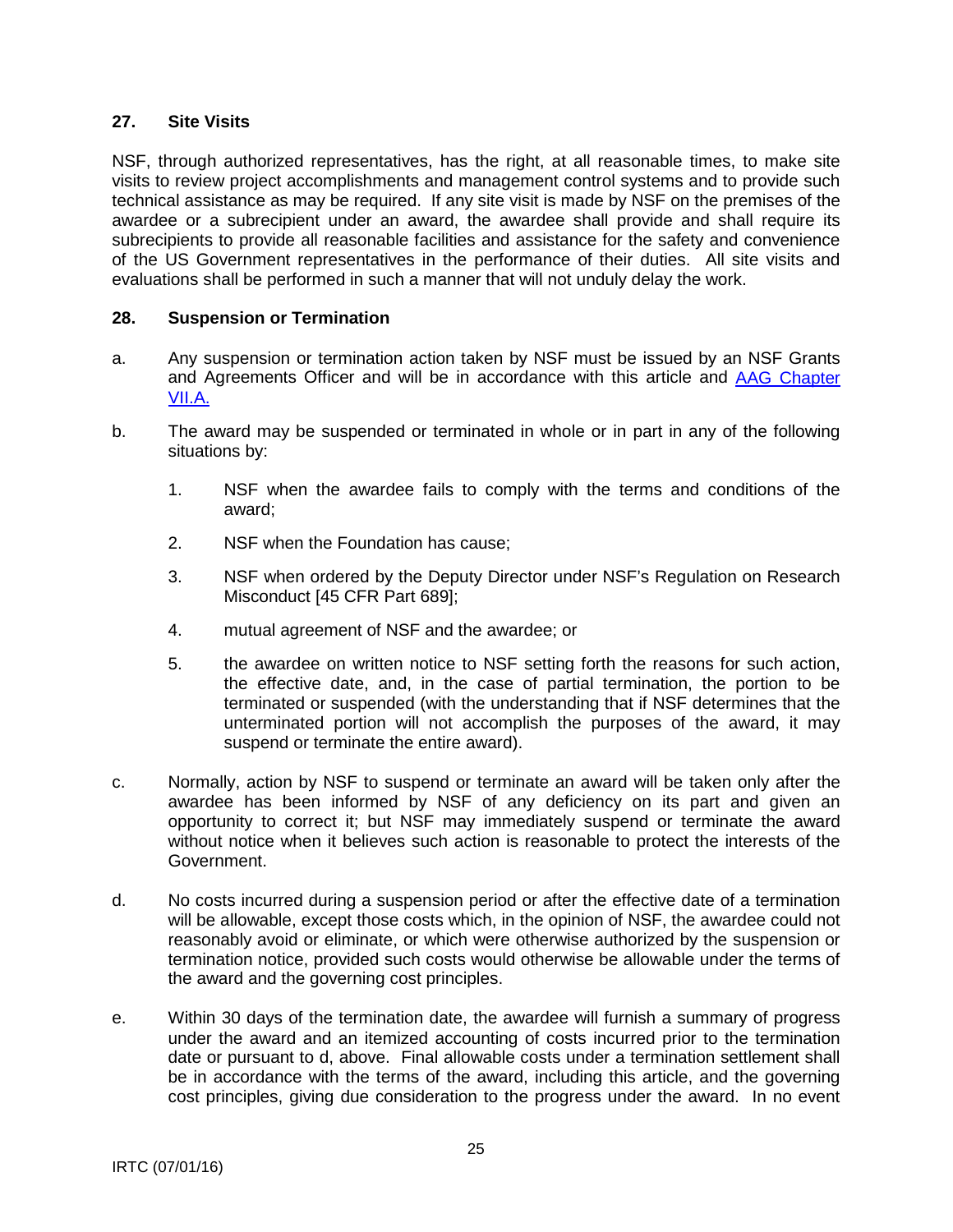## 27. Site Visits

NSF, through authorized representatives, has the right, at all reasonable times, to make site visits to review project accomplishments and management control systems and to provide such technical assistance as may be required. If any site visit is made by NSF on the premises of the awardee or a subrecipient under an award, the awardee shall provide and shall require its subrecipients to provide all reasonable facilities and assistance for the safety and convenience of the US Government representatives in the performance of their duties. All site visits and evaluations shall be performed in such a manner that will not unduly delay the work.

## 28. Suspension or Termination

a. Any suspension or termination action taken by NSF must be issued by an NSF Grants and Agreements Officer and will be in accordance with this article and [AAG Chapter VII.A.]()

b. The award may be suspended or terminated in whole or in part in any of the following situations by:

1. NSF when the awardee fails to comply with the terms and conditions of the award;

2. NSF when the Foundation has cause;

3. NSF when ordered by the Deputy Director under NSF's Regulation on Research Misconduct [45 CFR Part 689];

4. mutual agreement of NSF and the awardee; or

5. the awardee on written notice to NSF setting forth the reasons for such action, the effective date, and, in the case of partial termination, the portion to be terminated or suspended (with the understanding that if NSF determines that the unterminated portion will not accomplish the purposes of the award, it may suspend or terminate the entire award).

c. Normally, action by NSF to suspend or terminate an award will be taken only after the awardee has been informed by NSF of any deficiency on its part and given an opportunity to correct it; but NSF may immediately suspend or terminate the award without notice when it believes such action is reasonable to protect the interests of the Government.

d. No costs incurred during a suspension period or after the effective date of a termination will be allowable, except those costs which, in the opinion of NSF, the awardee could not reasonably avoid or eliminate, or which were otherwise authorized by the suspension or termination notice, provided such costs would otherwise be allowable under the terms of the award and the governing cost principles.

e. Within 30 days of the termination date, the awardee will furnish a summary of progress under the award and an itemized accounting of costs incurred prior to the termination date or pursuant to d, above. Final allowable costs under a termination settlement shall be in accordance with the terms of the award, including this article, and the governing cost principles, giving due consideration to the progress under the award. In no event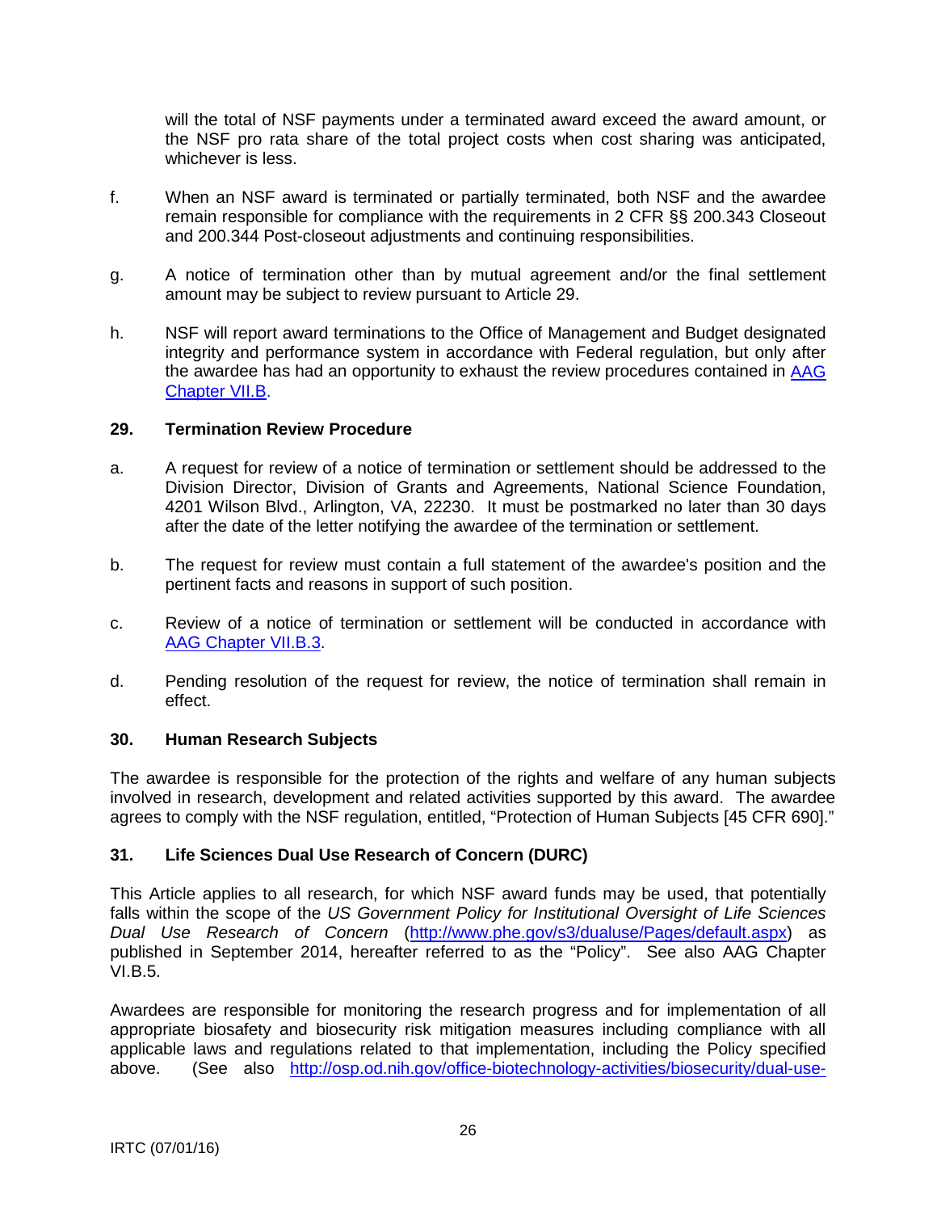will the total of NSF payments under a terminated award exceed the award amount, or the NSF pro rata share of the total project costs when cost sharing was anticipated, whichever is less.

f. When an NSF award is terminated or partially terminated, both NSF and the awardee remain responsible for compliance with the requirements in 2 CFR §§ 200.343 Closeout and 200.344 Post-closeout adjustments and continuing responsibilities.

g. A notice of termination other than by mutual agreement and/or the final settlement amount may be subject to review pursuant to Article 29.

h. NSF will report award terminations to the Office of Management and Budget designated integrity and performance system in accordance with Federal regulation, but only after the awardee has had an opportunity to exhaust the review procedures contained in [AAG Chapter VII.B](AAG Chapter VII.B).

**29. Termination Review Procedure**

a. A request for review of a notice of termination or settlement should be addressed to the Division Director, Division of Grants and Agreements, National Science Foundation, 4201 Wilson Blvd., Arlington, VA, 22230. It must be postmarked no later than 30 days after the date of the letter notifying the awardee of the termination or settlement.

b. The request for review must contain a full statement of the awardee's position and the pertinent facts and reasons in support of such position.

c. Review of a notice of termination or settlement will be conducted in accordance with [AAG Chapter VII.B.3](AAG Chapter VII.B.3).

d. Pending resolution of the request for review, the notice of termination shall remain in effect.

**30. Human Research Subjects**

The awardee is responsible for the protection of the rights and welfare of any human subjects involved in research, development and related activities supported by this award. The awardee agrees to comply with the NSF regulation, entitled, "Protection of Human Subjects [45 CFR 690]."

**31. Life Sciences Dual Use Research of Concern (DURC)**

This Article applies to all research, for which NSF award funds may be used, that potentially falls within the scope of the *US Government Policy for Institutional Oversight of Life Sciences Dual Use Research of Concern* (http://www.phe.gov/s3/dualuse/Pages/default.aspx) as published in September 2014, hereafter referred to as the "Policy". See also AAG Chapter VI.B.5.

Awardees are responsible for monitoring the research progress and for implementation of all appropriate biosafety and biosecurity risk mitigation measures including compliance with all applicable laws and regulations related to that implementation, including the Policy specified above. (See also http://osp.od.nih.gov/office-biotechnology-activities/biosecurity/dual-use-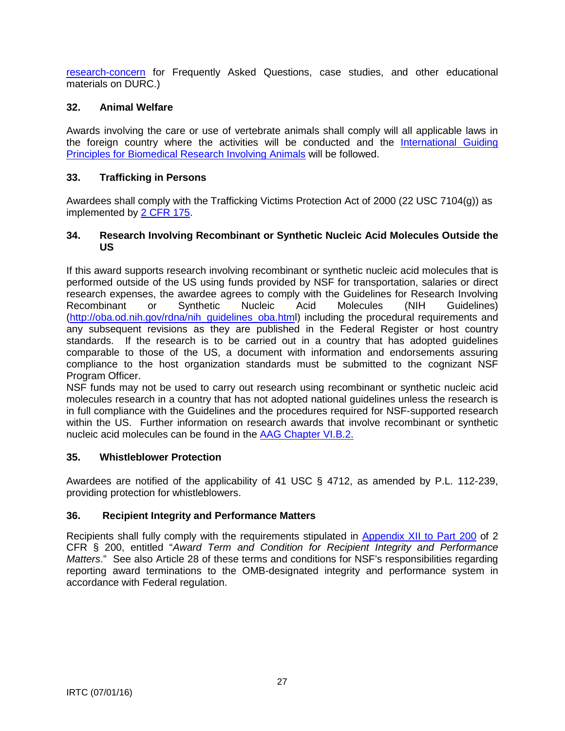research-concern for Frequently Asked Questions, case studies, and other educational materials on DURC.)

### 32. Animal Welfare

Awards involving the care or use of vertebrate animals shall comply will all applicable laws in the foreign country where the activities will be conducted and the International Guiding Principles for Biomedical Research Involving Animals will be followed.

### 33. Trafficking in Persons

Awardees shall comply with the Trafficking Victims Protection Act of 2000 (22 USC 7104(g)) as implemented by 2 CFR 175.

### 34. Research Involving Recombinant or Synthetic Nucleic Acid Molecules Outside the US

If this award supports research involving recombinant or synthetic nucleic acid molecules that is performed outside of the US using funds provided by NSF for transportation, salaries or direct research expenses, the awardee agrees to comply with the Guidelines for Research Involving Recombinant or Synthetic Nucleic Acid Molecules (NIH Guidelines) (http://oba.od.nih.gov/rdna/nih_guidelines_oba.html) including the procedural requirements and any subsequent revisions as they are published in the Federal Register or host country standards. If the research is to be carried out in a country that has adopted guidelines comparable to those of the US, a document with information and endorsements assuring compliance to the host organization standards must be submitted to the cognizant NSF Program Officer.

NSF funds may not be used to carry out research using recombinant or synthetic nucleic acid molecules research in a country that has not adopted national guidelines unless the research is in full compliance with the Guidelines and the procedures required for NSF-supported research within the US. Further information on research awards that involve recombinant or synthetic nucleic acid molecules can be found in the AAG Chapter VI.B.2.

### 35. Whistleblower Protection

Awardees are notified of the applicability of 41 USC § 4712, as amended by P.L. 112-239, providing protection for whistleblowers.

### 36. Recipient Integrity and Performance Matters

Recipients shall fully comply with the requirements stipulated in Appendix XII to Part 200 of 2 CFR § 200, entitled "*Award Term and Condition for Recipient Integrity and Performance Matters*." See also Article 28 of these terms and conditions for NSF's responsibilities regarding reporting award terminations to the OMB-designated integrity and performance system in accordance with Federal regulation.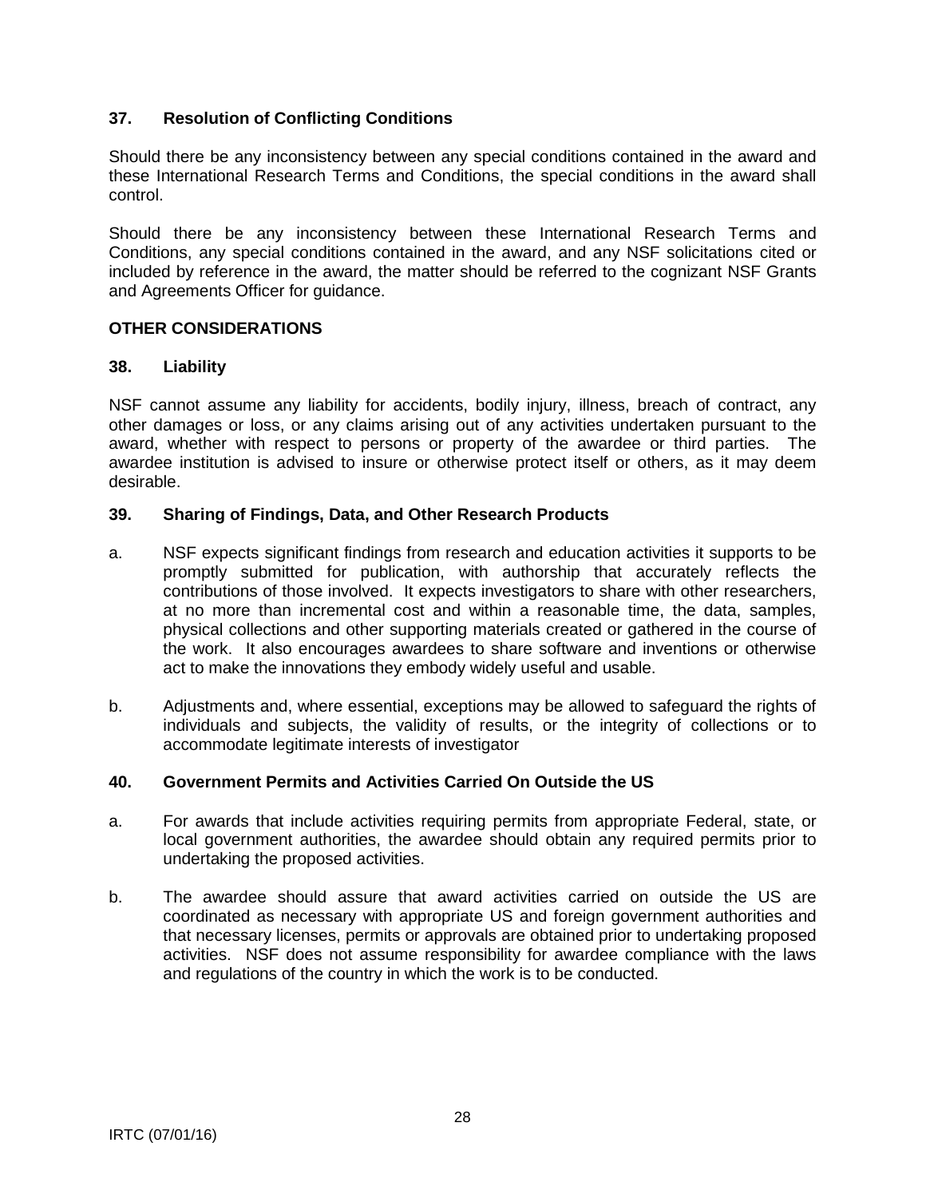### 37. Resolution of Conflicting Conditions

Should there be any inconsistency between any special conditions contained in the award and these International Research Terms and Conditions, the special conditions in the award shall control.

Should there be any inconsistency between these International Research Terms and Conditions, any special conditions contained in the award, and any NSF solicitations cited or included by reference in the award, the matter should be referred to the cognizant NSF Grants and Agreements Officer for guidance.

## OTHER CONSIDERATIONS

### 38. Liability

NSF cannot assume any liability for accidents, bodily injury, illness, breach of contract, any other damages or loss, or any claims arising out of any activities undertaken pursuant to the award, whether with respect to persons or property of the awardee or third parties. The awardee institution is advised to insure or otherwise protect itself or others, as it may deem desirable.

### 39. Sharing of Findings, Data, and Other Research Products

a. NSF expects significant findings from research and education activities it supports to be promptly submitted for publication, with authorship that accurately reflects the contributions of those involved. It expects investigators to share with other researchers, at no more than incremental cost and within a reasonable time, the data, samples, physical collections and other supporting materials created or gathered in the course of the work. It also encourages awardees to share software and inventions or otherwise act to make the innovations they embody widely useful and usable.

b. Adjustments and, where essential, exceptions may be allowed to safeguard the rights of individuals and subjects, the validity of results, or the integrity of collections or to accommodate legitimate interests of investigator

### 40. Government Permits and Activities Carried On Outside the US

a. For awards that include activities requiring permits from appropriate Federal, state, or local government authorities, the awardee should obtain any required permits prior to undertaking the proposed activities.

b. The awardee should assure that award activities carried on outside the US are coordinated as necessary with appropriate US and foreign government authorities and that necessary licenses, permits or approvals are obtained prior to undertaking proposed activities. NSF does not assume responsibility for awardee compliance with the laws and regulations of the country in which the work is to be conducted.